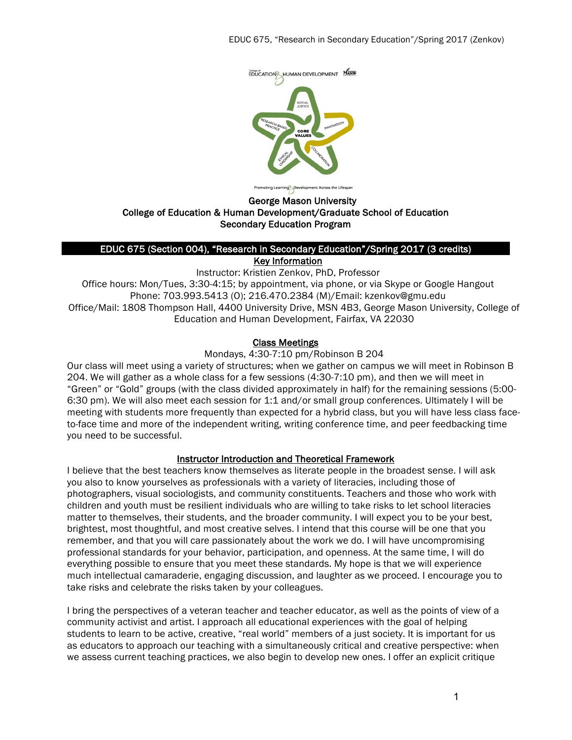George Mason University
College of Education & Human Development/Graduate School of Education
Secondary Education Program

# EDUC 675 (Section 004), "Research in Secondary Education"/Spring 2017 (3 credits)

## Key Information

Instructor: Kristien Zenkov, PhD, Professor
Office hours: Mon/Tues, 3:30-4:15; by appointment, via phone, or via Skype or Google Hangout
Phone: 703.993.5413 (O); 216.470.2384 (M)/Email: kzenkov@gmu.edu
Office/Mail: 1808 Thompson Hall, 4400 University Drive, MSN 4B3, George Mason University, College of Education and Human Development, Fairfax, VA 22030

## Class Meetings

Mondays, 4:30-7:10 pm/Robinson B 204

Our class will meet using a variety of structures; when we gather on campus we will meet in Robinson B 204. We will gather as a whole class for a few sessions (4:30-7:10 pm), and then we will meet in "Green" or "Gold" groups (with the class divided approximately in half) for the remaining sessions (5:00-6:30 pm). We will also meet each session for 1:1 and/or small group conferences. Ultimately I will be meeting with students more frequently than expected for a hybrid class, but you will have less class face-to-face time and more of the independent writing, writing conference time, and peer feedbacking time you need to be successful.

## Instructor Introduction and Theoretical Framework

I believe that the best teachers know themselves as literate people in the broadest sense. I will ask you also to know yourselves as professionals with a variety of literacies, including those of photographers, visual sociologists, and community constituents. Teachers and those who work with children and youth must be resilient individuals who are willing to take risks to let school literacies matter to themselves, their students, and the broader community. I will expect you to be your best, brightest, most thoughtful, and most creative selves. I intend that this course will be one that you remember, and that you will care passionately about the work we do. I will have uncompromising professional standards for your behavior, participation, and openness. At the same time, I will do everything possible to ensure that you meet these standards. My hope is that we will experience much intellectual camaraderie, engaging discussion, and laughter as we proceed. I encourage you to take risks and celebrate the risks taken by your colleagues.

I bring the perspectives of a veteran teacher and teacher educator, as well as the points of view of a community activist and artist. I approach all educational experiences with the goal of helping students to learn to be active, creative, "real world" members of a just society. It is important for us as educators to approach our teaching with a simultaneously critical and creative perspective: when we assess current teaching practices, we also begin to develop new ones. I offer an explicit critique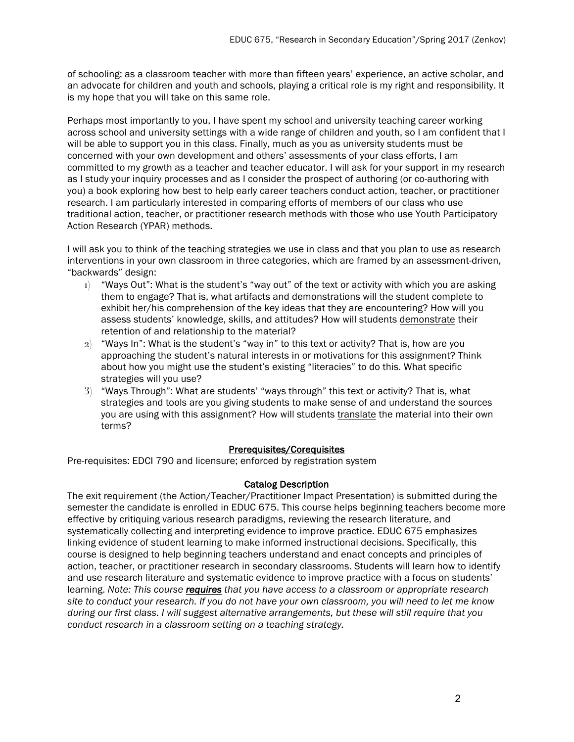of schooling: as a classroom teacher with more than fifteen years' experience, an active scholar, and an advocate for children and youth and schools, playing a critical role is my right and responsibility. It is my hope that you will take on this same role.

Perhaps most importantly to you, I have spent my school and university teaching career working across school and university settings with a wide range of children and youth, so I am confident that I will be able to support you in this class. Finally, much as you as university students must be concerned with your own development and others' assessments of your class efforts, I am committed to my growth as a teacher and teacher educator. I will ask for your support in my research as I study your inquiry processes and as I consider the prospect of authoring (or co-authoring with you) a book exploring how best to help early career teachers conduct action, teacher, or practitioner research. I am particularly interested in comparing efforts of members of our class who use traditional action, teacher, or practitioner research methods with those who use Youth Participatory Action Research (YPAR) methods.

I will ask you to think of the teaching strategies we use in class and that you plan to use as research interventions in your own classroom in three categories, which are framed by an assessment-driven, "backwards" design:

1) "Ways Out": What is the student's "way out" of the text or activity with which you are asking them to engage? That is, what artifacts and demonstrations will the student complete to exhibit her/his comprehension of the key ideas that they are encountering? How will you assess students' knowledge, skills, and attitudes? How will students <u>demonstrate</u> their retention of and relationship to the material?
2) "Ways In": What is the student's "way in" to this text or activity? That is, how are you approaching the student's natural interests in or motivations for this assignment? Think about how you might use the student's existing "literacies" to do this. What specific strategies will you use?
3) "Ways Through": What are students' "ways through" this text or activity? That is, what strategies and tools are you giving students to make sense of and understand the sources you are using with this assignment? How will students <u>translate</u> the material into their own terms?

## Prerequisites/Corequisites

Pre-requisites: EDCI 790 and licensure; enforced by registration system

## Catalog Description

The exit requirement (the Action/Teacher/Practitioner Impact Presentation) is submitted during the semester the candidate is enrolled in EDUC 675. This course helps beginning teachers become more effective by critiquing various research paradigms, reviewing the research literature, and systematically collecting and interpreting evidence to improve practice. EDUC 675 emphasizes linking evidence of student learning to make informed instructional decisions. Specifically, this course is designed to help beginning teachers understand and enact concepts and principles of action, teacher, or practitioner research in secondary classrooms. Students will learn how to identify and use research literature and systematic evidence to improve practice with a focus on students' learning. *Note: This course **<u>requires</u>** that you have access to a classroom or appropriate research site to conduct your research. If you do not have your own classroom, you will need to let me know during our first class. I will suggest alternative arrangements, but these will still require that you conduct research in a classroom setting on a teaching strategy.*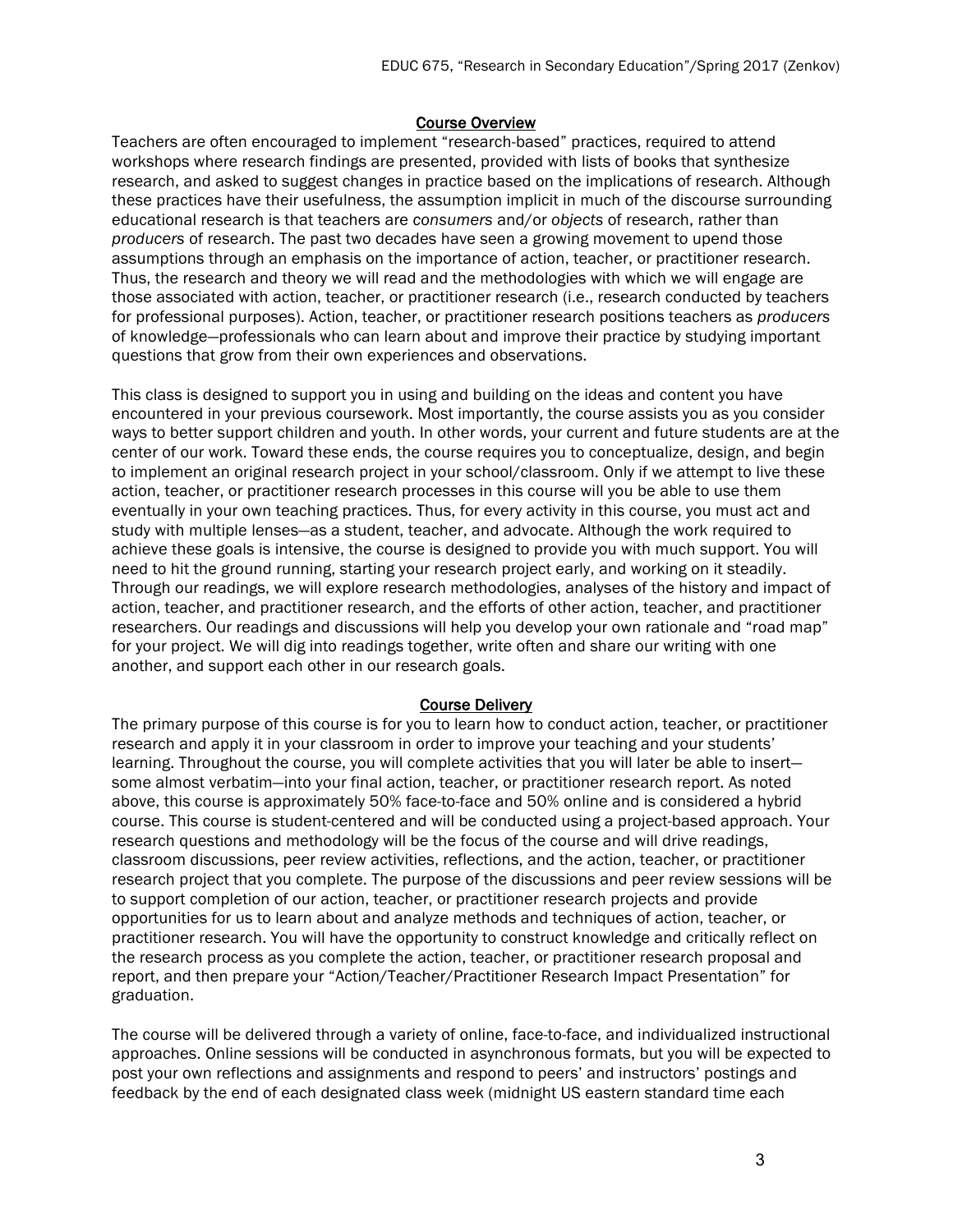## Course Overview

Teachers are often encouraged to implement "research-based" practices, required to attend workshops where research findings are presented, provided with lists of books that synthesize research, and asked to suggest changes in practice based on the implications of research. Although these practices have their usefulness, the assumption implicit in much of the discourse surrounding educational research is that teachers are *consumers* and/or *objects* of research, rather than *producers* of research. The past two decades have seen a growing movement to upend those assumptions through an emphasis on the importance of action, teacher, or practitioner research. Thus, the research and theory we will read and the methodologies with which we will engage are those associated with action, teacher, or practitioner research (i.e., research conducted by teachers for professional purposes). Action, teacher, or practitioner research positions teachers as *producers* of knowledge—professionals who can learn about and improve their practice by studying important questions that grow from their own experiences and observations.

This class is designed to support you in using and building on the ideas and content you have encountered in your previous coursework. Most importantly, the course assists you as you consider ways to better support children and youth. In other words, your current and future students are at the center of our work. Toward these ends, the course requires you to conceptualize, design, and begin to implement an original research project in your school/classroom. Only if we attempt to live these action, teacher, or practitioner research processes in this course will you be able to use them eventually in your own teaching practices. Thus, for every activity in this course, you must act and study with multiple lenses—as a student, teacher, and advocate. Although the work required to achieve these goals is intensive, the course is designed to provide you with much support. You will need to hit the ground running, starting your research project early, and working on it steadily. Through our readings, we will explore research methodologies, analyses of the history and impact of action, teacher, and practitioner research, and the efforts of other action, teacher, and practitioner researchers. Our readings and discussions will help you develop your own rationale and "road map" for your project. We will dig into readings together, write often and share our writing with one another, and support each other in our research goals.

## Course Delivery

The primary purpose of this course is for you to learn how to conduct action, teacher, or practitioner research and apply it in your classroom in order to improve your teaching and your students' learning. Throughout the course, you will complete activities that you will later be able to insert—some almost verbatim—into your final action, teacher, or practitioner research report. As noted above, this course is approximately 50% face-to-face and 50% online and is considered a hybrid course. This course is student-centered and will be conducted using a project-based approach. Your research questions and methodology will be the focus of the course and will drive readings, classroom discussions, peer review activities, reflections, and the action, teacher, or practitioner research project that you complete. The purpose of the discussions and peer review sessions will be to support completion of our action, teacher, or practitioner research projects and provide opportunities for us to learn about and analyze methods and techniques of action, teacher, or practitioner research. You will have the opportunity to construct knowledge and critically reflect on the research process as you complete the action, teacher, or practitioner research proposal and report, and then prepare your "Action/Teacher/Practitioner Research Impact Presentation" for graduation.

The course will be delivered through a variety of online, face-to-face, and individualized instructional approaches. Online sessions will be conducted in asynchronous formats, but you will be expected to post your own reflections and assignments and respond to peers' and instructors' postings and feedback by the end of each designated class week (midnight US eastern standard time each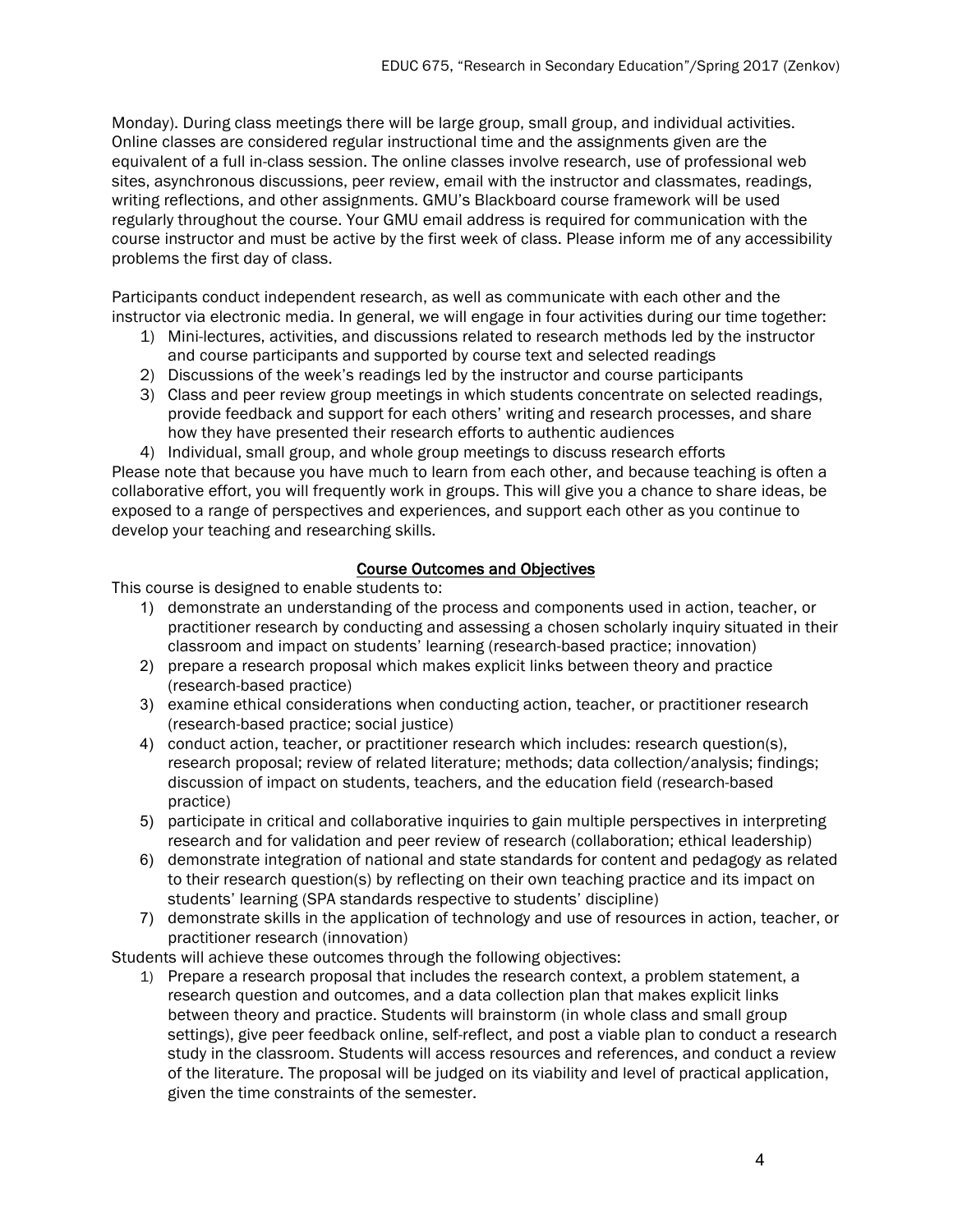Monday). During class meetings there will be large group, small group, and individual activities. Online classes are considered regular instructional time and the assignments given are the equivalent of a full in-class session. The online classes involve research, use of professional web sites, asynchronous discussions, peer review, email with the instructor and classmates, readings, writing reflections, and other assignments. GMU's Blackboard course framework will be used regularly throughout the course. Your GMU email address is required for communication with the course instructor and must be active by the first week of class. Please inform me of any accessibility problems the first day of class.

Participants conduct independent research, as well as communicate with each other and the instructor via electronic media. In general, we will engage in four activities during our time together:

1) Mini-lectures, activities, and discussions related to research methods led by the instructor and course participants and supported by course text and selected readings
2) Discussions of the week's readings led by the instructor and course participants
3) Class and peer review group meetings in which students concentrate on selected readings, provide feedback and support for each others' writing and research processes, and share how they have presented their research efforts to authentic audiences
4) Individual, small group, and whole group meetings to discuss research efforts

Please note that because you have much to learn from each other, and because teaching is often a collaborative effort, you will frequently work in groups. This will give you a chance to share ideas, be exposed to a range of perspectives and experiences, and support each other as you continue to develop your teaching and researching skills.

## Course Outcomes and Objectives

This course is designed to enable students to:

1) demonstrate an understanding of the process and components used in action, teacher, or practitioner research by conducting and assessing a chosen scholarly inquiry situated in their classroom and impact on students' learning (research-based practice; innovation)
2) prepare a research proposal which makes explicit links between theory and practice (research-based practice)
3) examine ethical considerations when conducting action, teacher, or practitioner research (research-based practice; social justice)
4) conduct action, teacher, or practitioner research which includes: research question(s), research proposal; review of related literature; methods; data collection/analysis; findings; discussion of impact on students, teachers, and the education field (research-based practice)
5) participate in critical and collaborative inquiries to gain multiple perspectives in interpreting research and for validation and peer review of research (collaboration; ethical leadership)
6) demonstrate integration of national and state standards for content and pedagogy as related to their research question(s) by reflecting on their own teaching practice and its impact on students' learning (SPA standards respective to students' discipline)
7) demonstrate skills in the application of technology and use of resources in action, teacher, or practitioner research (innovation)

Students will achieve these outcomes through the following objectives:

1) Prepare a research proposal that includes the research context, a problem statement, a research question and outcomes, and a data collection plan that makes explicit links between theory and practice. Students will brainstorm (in whole class and small group settings), give peer feedback online, self-reflect, and post a viable plan to conduct a research study in the classroom. Students will access resources and references, and conduct a review of the literature. The proposal will be judged on its viability and level of practical application, given the time constraints of the semester.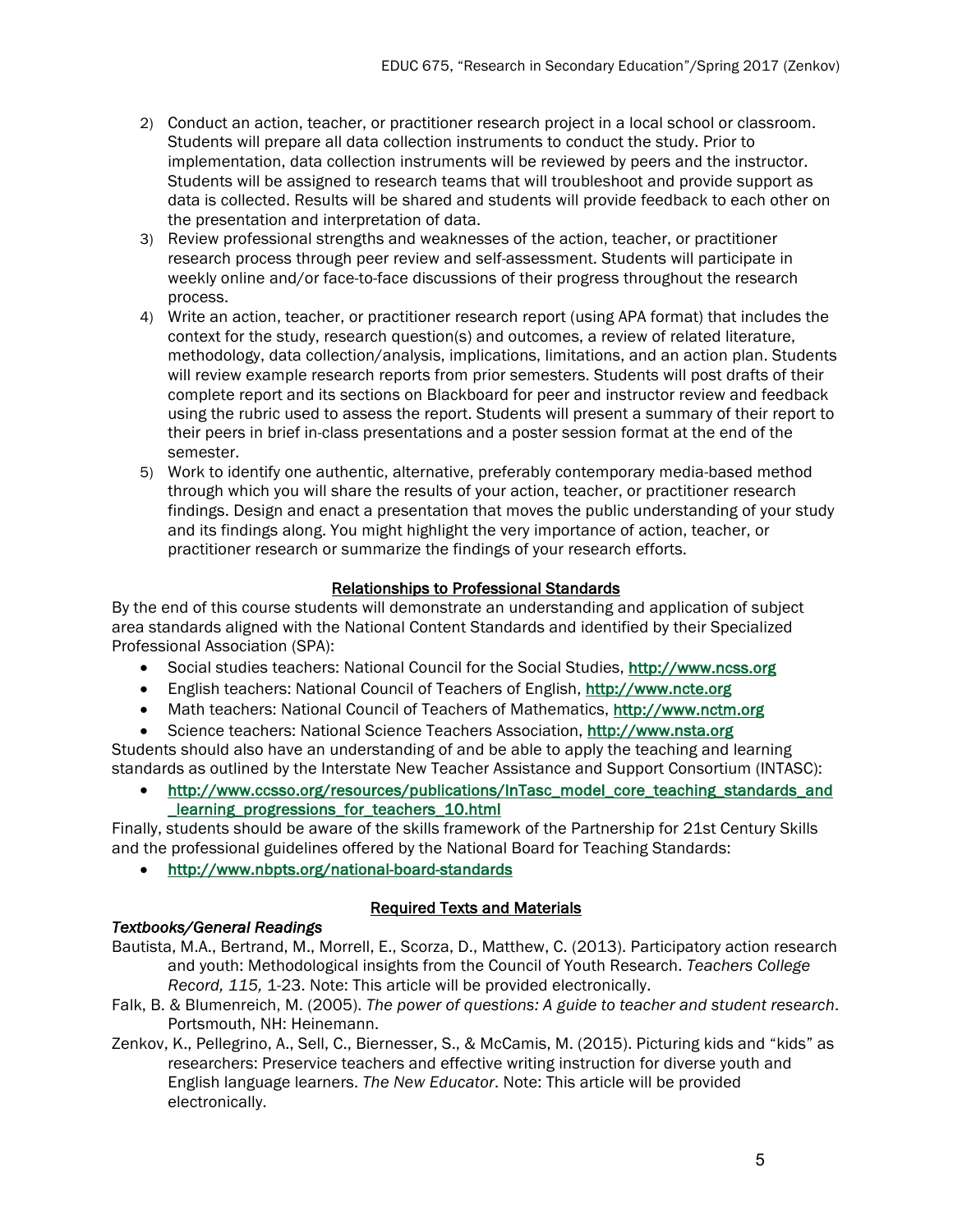2) Conduct an action, teacher, or practitioner research project in a local school or classroom. Students will prepare all data collection instruments to conduct the study. Prior to implementation, data collection instruments will be reviewed by peers and the instructor. Students will be assigned to research teams that will troubleshoot and provide support as data is collected. Results will be shared and students will provide feedback to each other on the presentation and interpretation of data.
3) Review professional strengths and weaknesses of the action, teacher, or practitioner research process through peer review and self-assessment. Students will participate in weekly online and/or face-to-face discussions of their progress throughout the research process.
4) Write an action, teacher, or practitioner research report (using APA format) that includes the context for the study, research question(s) and outcomes, a review of related literature, methodology, data collection/analysis, implications, limitations, and an action plan. Students will review example research reports from prior semesters. Students will post drafts of their complete report and its sections on Blackboard for peer and instructor review and feedback using the rubric used to assess the report. Students will present a summary of their report to their peers in brief in-class presentations and a poster session format at the end of the semester.
5) Work to identify one authentic, alternative, preferably contemporary media-based method through which you will share the results of your action, teacher, or practitioner research findings. Design and enact a presentation that moves the public understanding of your study and its findings along. You might highlight the very importance of action, teacher, or practitioner research or summarize the findings of your research efforts.

## Relationships to Professional Standards

By the end of this course students will demonstrate an understanding and application of subject area standards aligned with the National Content Standards and identified by their Specialized Professional Association (SPA):

- Social studies teachers: National Council for the Social Studies, http://www.ncss.org
- English teachers: National Council of Teachers of English, http://www.ncte.org
- Math teachers: National Council of Teachers of Mathematics, http://www.nctm.org
- Science teachers: National Science Teachers Association, http://www.nsta.org

Students should also have an understanding of and be able to apply the teaching and learning standards as outlined by the Interstate New Teacher Assistance and Support Consortium (INTASC):

- http://www.ccsso.org/resources/publications/InTasc_model_core_teaching_standards_and_learning_progressions_for_teachers_10.html

Finally, students should be aware of the skills framework of the Partnership for 21st Century Skills and the professional guidelines offered by the National Board for Teaching Standards:

- http://www.nbpts.org/national-board-standards

## Required Texts and Materials

### *Textbooks/General Readings*

Bautista, M.A., Bertrand, M., Morrell, E., Scorza, D., Matthew, C. (2013). Participatory action research and youth: Methodological insights from the Council of Youth Research. *Teachers College Record, 115,* 1-23. Note: This article will be provided electronically.

Falk, B. & Blumenreich, M. (2005). *The power of questions: A guide to teacher and student research*. Portsmouth, NH: Heinemann.

Zenkov, K., Pellegrino, A., Sell, C., Biernesser, S., & McCamis, M. (2015). Picturing kids and "kids" as researchers: Preservice teachers and effective writing instruction for diverse youth and English language learners. *The New Educator*. Note: This article will be provided electronically.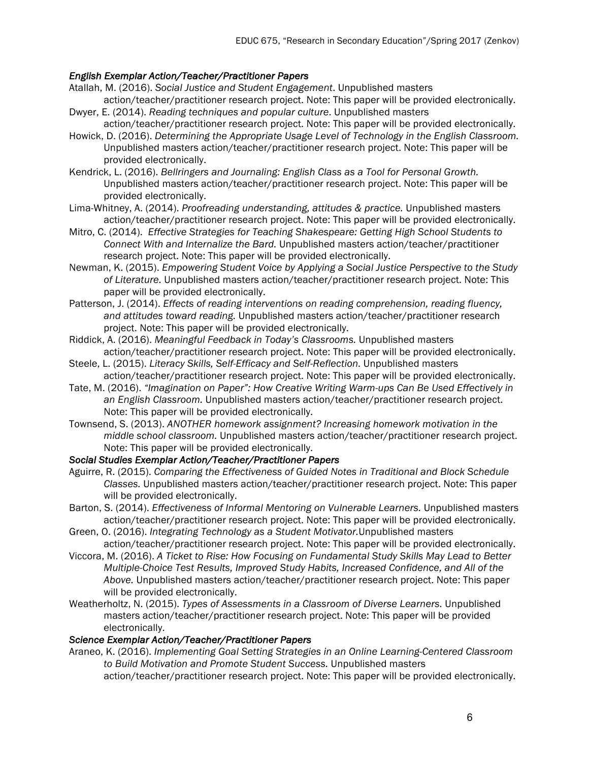### *English Exemplar Action/Teacher/Practitioner Papers*

Atallah, M. (2016). *Social Justice and Student Engagement*. Unpublished masters action/teacher/practitioner research project. Note: This paper will be provided electronically.

Dwyer, E. (2014). *Reading techniques and popular culture*. Unpublished masters action/teacher/practitioner research project. Note: This paper will be provided electronically.

Howick, D. (2016). *Determining the Appropriate Usage Level of Technology in the English Classroom.* Unpublished masters action/teacher/practitioner research project. Note: This paper will be provided electronically.

Kendrick, L. (2016). *Bellringers and Journaling: English Class as a Tool for Personal Growth.* Unpublished masters action/teacher/practitioner research project. Note: This paper will be provided electronically.

Lima-Whitney, A. (2014). *Proofreading understanding, attitudes & practice.* Unpublished masters action/teacher/practitioner research project. Note: This paper will be provided electronically.

Mitro, C. (2014). *Effective Strategies for Teaching Shakespeare: Getting High School Students to Connect With and Internalize the Bard.* Unpublished masters action/teacher/practitioner research project. Note: This paper will be provided electronically.

Newman, K. (2015). *Empowering Student Voice by Applying a Social Justice Perspective to the Study of Literature.* Unpublished masters action/teacher/practitioner research project. Note: This paper will be provided electronically.

Patterson, J. (2014). *Effects of reading interventions on reading comprehension, reading fluency, and attitudes toward reading.* Unpublished masters action/teacher/practitioner research project. Note: This paper will be provided electronically.

Riddick, A. (2016). *Meaningful Feedback in Today's Classrooms.* Unpublished masters action/teacher/practitioner research project. Note: This paper will be provided electronically.

Steele, L. (2015). *Literacy Skills, Self-Efficacy and Self-Reflection.* Unpublished masters action/teacher/practitioner research project. Note: This paper will be provided electronically.

Tate, M. (2016). *"Imagination on Paper": How Creative Writing Warm-ups Can Be Used Effectively in an English Classroom.* Unpublished masters action/teacher/practitioner research project. Note: This paper will be provided electronically.

Townsend, S. (2013). *ANOTHER homework assignment? Increasing homework motivation in the middle school classroom.* Unpublished masters action/teacher/practitioner research project. Note: This paper will be provided electronically.

### *Social Studies Exemplar Action/Teacher/Practitioner Papers*

Aguirre, R. (2015). *Comparing the Effectiveness of Guided Notes in Traditional and Block Schedule Classes.* Unpublished masters action/teacher/practitioner research project. Note: This paper will be provided electronically.

Barton, S. (2014). *Effectiveness of Informal Mentoring on Vulnerable Learners.* Unpublished masters action/teacher/practitioner research project. Note: This paper will be provided electronically.

Green, O. (2016). *Integrating Technology as a Student Motivator.*Unpublished masters action/teacher/practitioner research project. Note: This paper will be provided electronically.

Viccora, M. (2016). *A Ticket to Rise: How Focusing on Fundamental Study Skills May Lead to Better Multiple-Choice Test Results, Improved Study Habits, Increased Confidence, and All of the Above.* Unpublished masters action/teacher/practitioner research project. Note: This paper will be provided electronically.

Weatherholtz, N. (2015). *Types of Assessments in a Classroom of Diverse Learners.* Unpublished masters action/teacher/practitioner research project. Note: This paper will be provided electronically.

### *Science Exemplar Action/Teacher/Practitioner Papers*

Araneo, K. (2016). *Implementing Goal Setting Strategies in an Online Learning-Centered Classroom to Build Motivation and Promote Student Success.* Unpublished masters action/teacher/practitioner research project. Note: This paper will be provided electronically.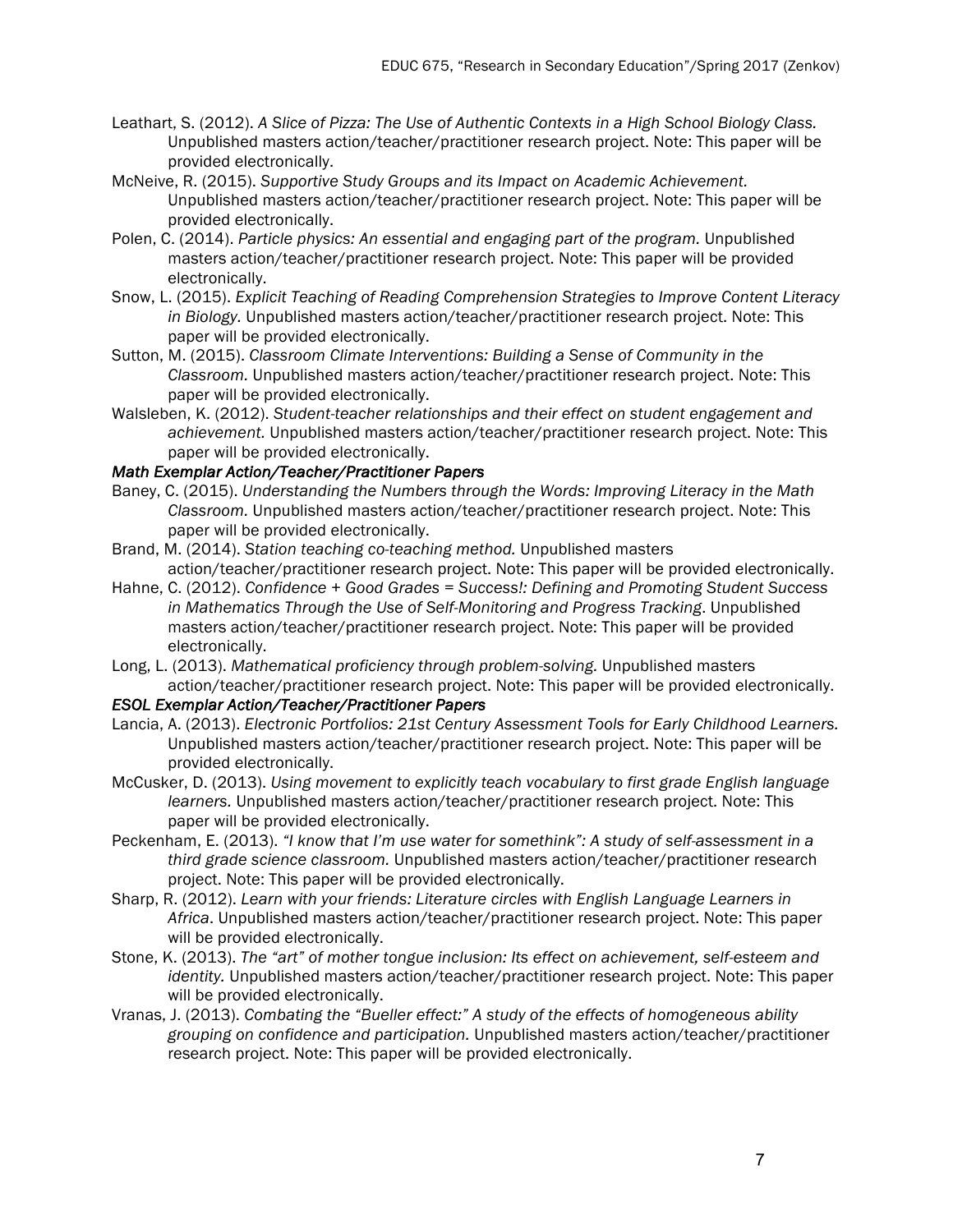Leathart, S. (2012). *A Slice of Pizza: The Use of Authentic Contexts in a High School Biology Class.* Unpublished masters action/teacher/practitioner research project. Note: This paper will be provided electronically.

McNeive, R. (2015). *Supportive Study Groups and its Impact on Academic Achievement.* Unpublished masters action/teacher/practitioner research project. Note: This paper will be provided electronically.

Polen, C. (2014). *Particle physics: An essential and engaging part of the program.* Unpublished masters action/teacher/practitioner research project. Note: This paper will be provided electronically.

Snow, L. (2015). *Explicit Teaching of Reading Comprehension Strategies to Improve Content Literacy in Biology.* Unpublished masters action/teacher/practitioner research project. Note: This paper will be provided electronically.

Sutton, M. (2015). *Classroom Climate Interventions: Building a Sense of Community in the Classroom.* Unpublished masters action/teacher/practitioner research project. Note: This paper will be provided electronically.

Walsleben, K. (2012). *Student-teacher relationships and their effect on student engagement and achievement.* Unpublished masters action/teacher/practitioner research project. Note: This paper will be provided electronically.

***Math Exemplar Action/Teacher/Practitioner Papers***

Baney, C. (2015). *Understanding the Numbers through the Words: Improving Literacy in the Math Classroom.* Unpublished masters action/teacher/practitioner research project. Note: This paper will be provided electronically.

Brand, M. (2014). *Station teaching co-teaching method.* Unpublished masters action/teacher/practitioner research project. Note: This paper will be provided electronically.

Hahne, C. (2012). *Confidence + Good Grades = Success!: Defining and Promoting Student Success in Mathematics Through the Use of Self-Monitoring and Progress Tracking*. Unpublished masters action/teacher/practitioner research project. Note: This paper will be provided electronically.

Long, L. (2013). *Mathematical proficiency through problem-solving.* Unpublished masters action/teacher/practitioner research project. Note: This paper will be provided electronically.

***ESOL Exemplar Action/Teacher/Practitioner Papers***

Lancia, A. (2013). *Electronic Portfolios: 21st Century Assessment Tools for Early Childhood Learners.* Unpublished masters action/teacher/practitioner research project. Note: This paper will be provided electronically.

McCusker, D. (2013). *Using movement to explicitly teach vocabulary to first grade English language learners.* Unpublished masters action/teacher/practitioner research project. Note: This paper will be provided electronically.

Peckenham, E. (2013). *"I know that I'm use water for somethink": A study of self-assessment in a third grade science classroom.* Unpublished masters action/teacher/practitioner research project. Note: This paper will be provided electronically.

Sharp, R. (2012). *Learn with your friends: Literature circles with English Language Learners in Africa*. Unpublished masters action/teacher/practitioner research project. Note: This paper will be provided electronically.

Stone, K. (2013). *The "art" of mother tongue inclusion: Its effect on achievement, self-esteem and identity.* Unpublished masters action/teacher/practitioner research project. Note: This paper will be provided electronically.

Vranas, J. (2013). *Combating the "Bueller effect:" A study of the effects of homogeneous ability grouping on confidence and participation.* Unpublished masters action/teacher/practitioner research project. Note: This paper will be provided electronically.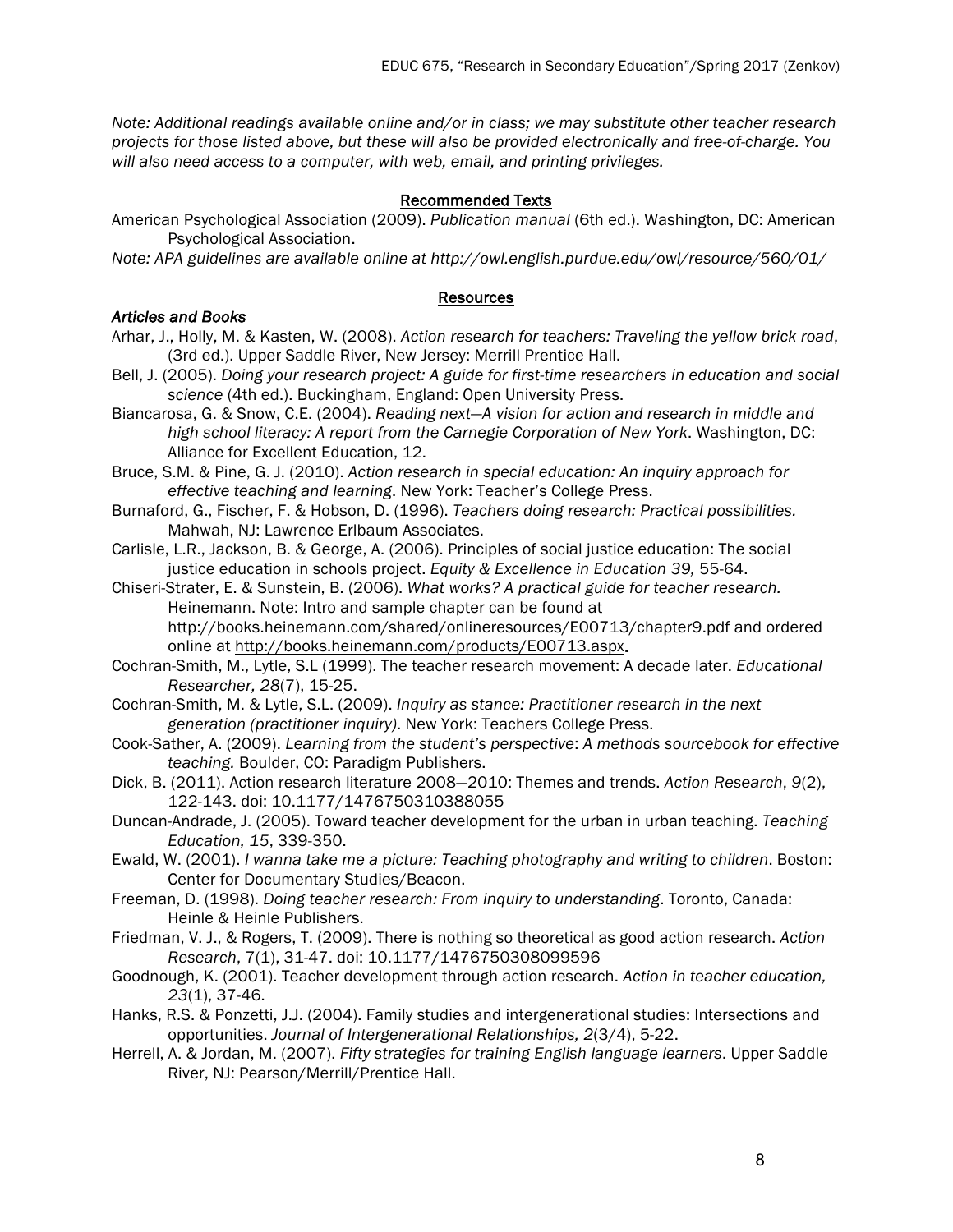*Note: Additional readings available online and/or in class; we may substitute other teacher research projects for those listed above, but these will also be provided electronically and free-of-charge. You will also need access to a computer, with web, email, and printing privileges.*

## Recommended Texts

American Psychological Association (2009). *Publication manual* (6th ed.). Washington, DC: American Psychological Association.

*Note: APA guidelines are available online at http://owl.english.purdue.edu/owl/resource/560/01/*

## Resources

### *Articles and Books*

Arhar, J., Holly, M. & Kasten, W. (2008). *Action research for teachers: Traveling the yellow brick road*, (3rd ed.). Upper Saddle River, New Jersey: Merrill Prentice Hall.

Bell, J. (2005). *Doing your research project: A guide for first-time researchers in education and social science* (4th ed.). Buckingham, England: Open University Press.

Biancarosa, G. & Snow, C.E. (2004). *Reading next—A vision for action and research in middle and high school literacy: A report from the Carnegie Corporation of New York*. Washington, DC: Alliance for Excellent Education, 12.

Bruce, S.M. & Pine, G. J. (2010). *Action research in special education: An inquiry approach for effective teaching and learning*. New York: Teacher's College Press.

Burnaford, G., Fischer, F. & Hobson, D. (1996). *Teachers doing research: Practical possibilities.* Mahwah, NJ: Lawrence Erlbaum Associates.

Carlisle, L.R., Jackson, B. & George, A. (2006). Principles of social justice education: The social justice education in schools project. *Equity & Excellence in Education 39,* 55-64.

Chiseri-Strater, E. & Sunstein, B. (2006). *What works? A practical guide for teacher research.* Heinemann. Note: Intro and sample chapter can be found at http://books.heinemann.com/shared/onlineresources/E00713/chapter9.pdf and ordered online at http://books.heinemann.com/products/E00713.aspx.

Cochran-Smith, M., Lytle, S.L (1999). The teacher research movement: A decade later. *Educational Researcher, 28*(7), 15-25.

Cochran-Smith, M. & Lytle, S.L. (2009). *Inquiry as stance: Practitioner research in the next generation (practitioner inquiry)*. New York: Teachers College Press.

Cook-Sather, A. (2009). *Learning from the student's perspective*: *A methods sourcebook for effective teaching.* Boulder, CO: Paradigm Publishers.

Dick, B. (2011). Action research literature 2008—2010: Themes and trends. *Action Research*, *9*(2), 122-143. doi: 10.1177/1476750310388055

Duncan-Andrade, J. (2005). Toward teacher development for the urban in urban teaching. *Teaching Education, 15*, 339-350.

Ewald, W. (2001). *I wanna take me a picture: Teaching photography and writing to children*. Boston: Center for Documentary Studies/Beacon.

Freeman, D. (1998). *Doing teacher research: From inquiry to understanding*. Toronto, Canada: Heinle & Heinle Publishers.

Friedman, V. J., & Rogers, T. (2009). There is nothing so theoretical as good action research. *Action Research*, 7(1), 31-47. doi: 10.1177/1476750308099596

Goodnough, K. (2001). Teacher development through action research. *Action in teacher education, 23*(1), 37-46.

Hanks, R.S. & Ponzetti, J.J. (2004). Family studies and intergenerational studies: Intersections and opportunities. *Journal of Intergenerational Relationships, 2*(3/4), 5-22.

Herrell, A. & Jordan, M. (2007). *Fifty strategies for training English language learners*. Upper Saddle River, NJ: Pearson/Merrill/Prentice Hall.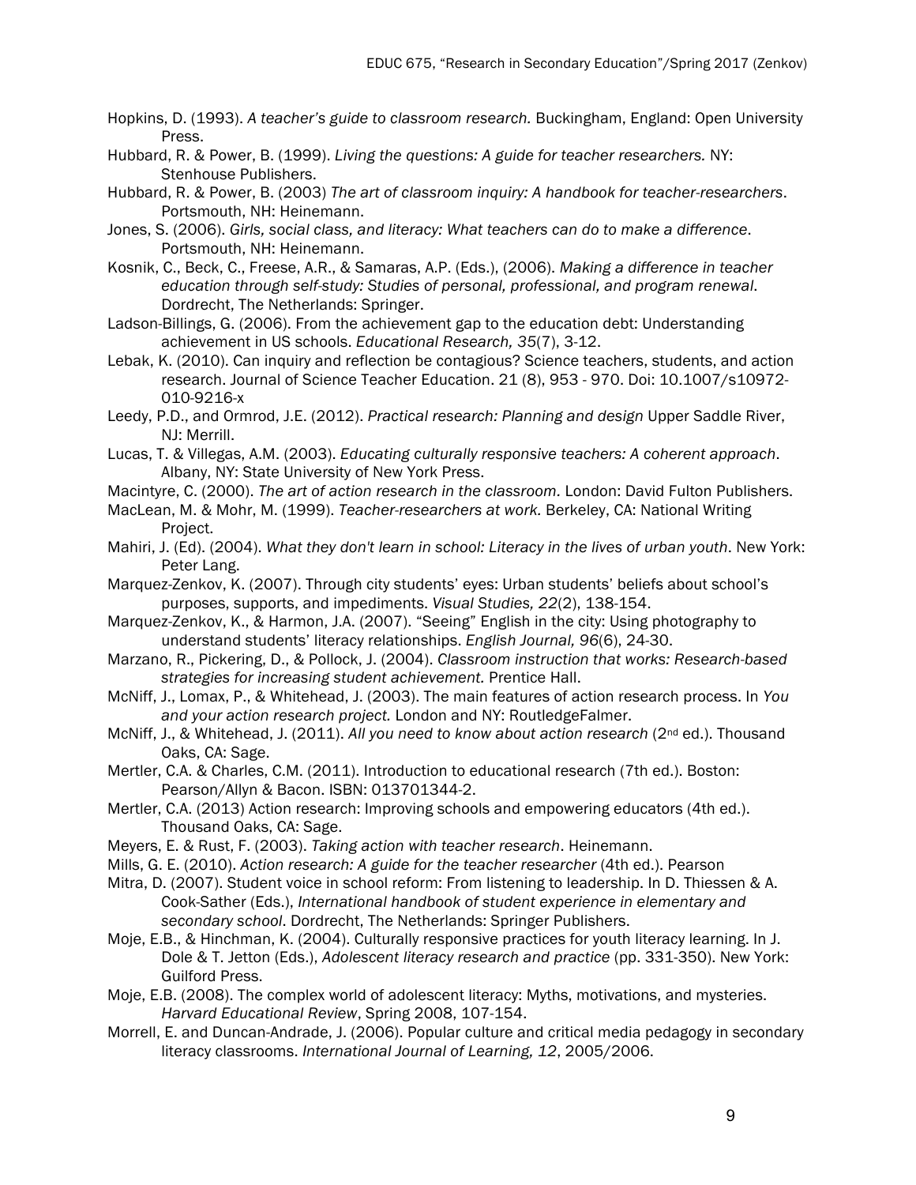Hopkins, D. (1993). *A teacher's guide to classroom research.* Buckingham, England: Open University Press.

Hubbard, R. & Power, B. (1999). *Living the questions: A guide for teacher researchers.* NY: Stenhouse Publishers.

Hubbard, R. & Power, B. (2003) *The art of classroom inquiry: A handbook for teacher-researchers*. Portsmouth, NH: Heinemann.

Jones, S. (2006). *Girls, social class, and literacy: What teachers can do to make a difference*. Portsmouth, NH: Heinemann.

Kosnik, C., Beck, C., Freese, A.R., & Samaras, A.P. (Eds.), (2006). *Making a difference in teacher education through self-study: Studies of personal, professional, and program renewal*. Dordrecht, The Netherlands: Springer.

Ladson-Billings, G. (2006). From the achievement gap to the education debt: Understanding achievement in US schools. *Educational Research, 35*(7), 3-12.

Lebak, K. (2010). Can inquiry and reflection be contagious? Science teachers, students, and action research. Journal of Science Teacher Education. 21 (8), 953 - 970. Doi: 10.1007/s10972-010-9216-x

Leedy, P.D., and Ormrod, J.E. (2012). *Practical research: Planning and design* Upper Saddle River, NJ: Merrill.

Lucas, T. & Villegas, A.M. (2003). *Educating culturally responsive teachers: A coherent approach*. Albany, NY: State University of New York Press.

Macintyre, C. (2000). *The art of action research in the classroom.* London: David Fulton Publishers.

MacLean, M. & Mohr, M. (1999). *Teacher-researchers at work.* Berkeley, CA: National Writing Project.

Mahiri, J. (Ed). (2004). *What they don't learn in school: Literacy in the lives of urban youth*. New York: Peter Lang.

Marquez-Zenkov, K. (2007). Through city students' eyes: Urban students' beliefs about school's purposes, supports, and impediments. *Visual Studies, 22*(2), 138-154.

Marquez-Zenkov, K., & Harmon, J.A. (2007). "Seeing" English in the city: Using photography to understand students' literacy relationships. *English Journal, 96*(6), 24-30.

Marzano, R., Pickering, D., & Pollock, J. (2004). *Classroom instruction that works: Research-based strategies for increasing student achievement.* Prentice Hall.

McNiff, J., Lomax, P., & Whitehead, J. (2003). The main features of action research process. In *You and your action research project.* London and NY: RoutledgeFalmer.

McNiff, J., & Whitehead, J. (2011). *All you need to know about action research* (2nd ed.). Thousand Oaks, CA: Sage.

Mertler, C.A. & Charles, C.M. (2011). Introduction to educational research (7th ed.). Boston: Pearson/Allyn & Bacon. ISBN: 013701344-2.

Mertler, C.A. (2013) Action research: Improving schools and empowering educators (4th ed.). Thousand Oaks, CA: Sage.

Meyers, E. & Rust, F. (2003). *Taking action with teacher research*. Heinemann.

Mills, G. E. (2010). *Action research: A guide for the teacher researcher* (4th ed.). Pearson

Mitra, D. (2007). Student voice in school reform: From listening to leadership. In D. Thiessen & A. Cook-Sather (Eds.), *International handbook of student experience in elementary and secondary school*. Dordrecht, The Netherlands: Springer Publishers.

Moje, E.B., & Hinchman, K. (2004). Culturally responsive practices for youth literacy learning. In J. Dole & T. Jetton (Eds.), *Adolescent literacy research and practice* (pp. 331-350). New York: Guilford Press.

Moje, E.B. (2008). The complex world of adolescent literacy: Myths, motivations, and mysteries. *Harvard Educational Review*, Spring 2008, 107-154.

Morrell, E. and Duncan-Andrade, J. (2006). Popular culture and critical media pedagogy in secondary literacy classrooms. *International Journal of Learning, 12*, 2005/2006.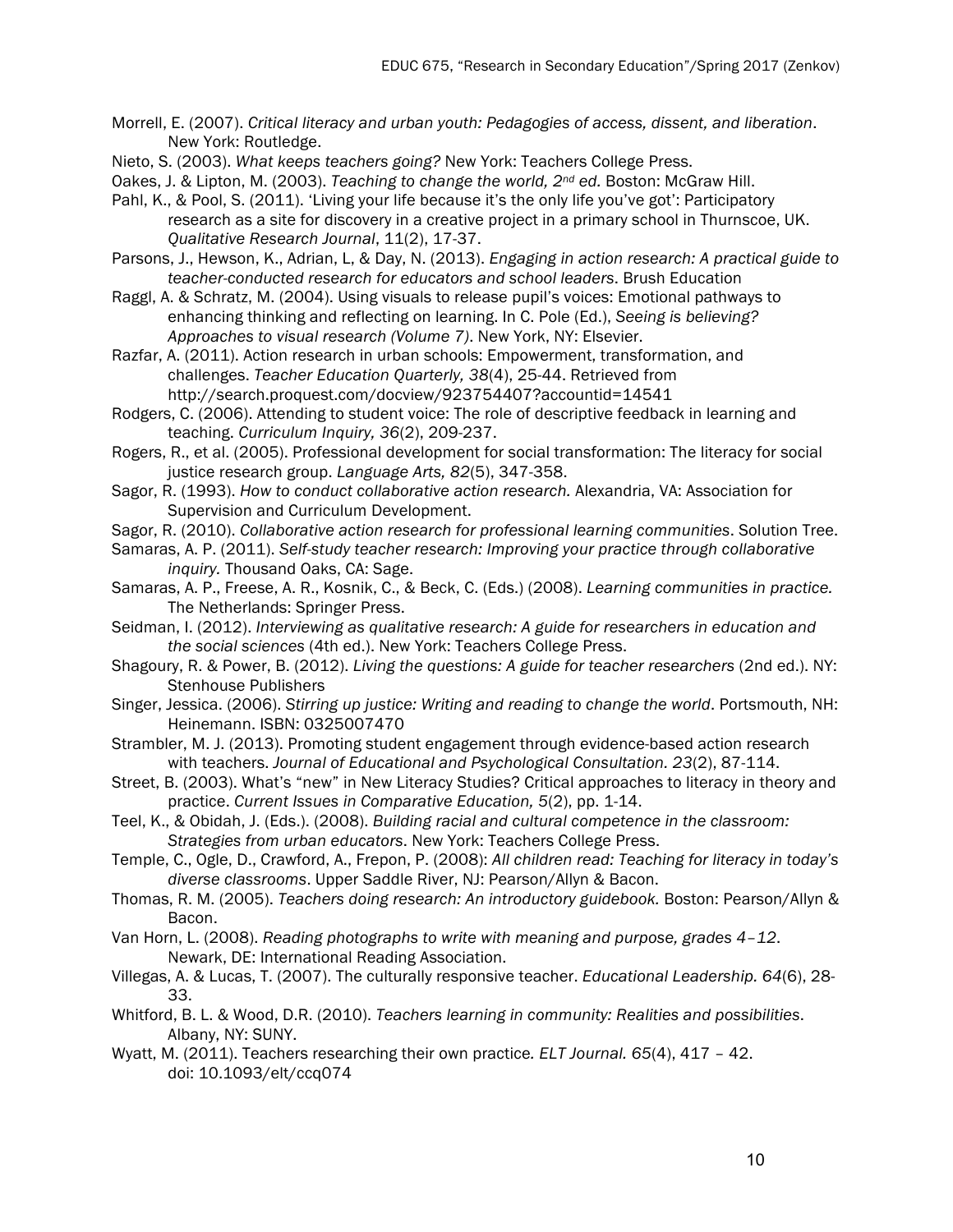Morrell, E. (2007). *Critical literacy and urban youth: Pedagogies of access, dissent, and liberation*. New York: Routledge.

Nieto, S. (2003). *What keeps teachers going?* New York: Teachers College Press.

Oakes, J. & Lipton, M. (2003). *Teaching to change the world, 2nd ed.* Boston: McGraw Hill.

Pahl, K., & Pool, S. (2011). 'Living your life because it's the only life you've got': Participatory research as a site for discovery in a creative project in a primary school in Thurnscoe, UK. *Qualitative Research Journal*, 11(2), 17-37.

Parsons, J., Hewson, K., Adrian, L, & Day, N. (2013). *Engaging in action research: A practical guide to teacher-conducted research for educators and school leaders*. Brush Education

Raggl, A. & Schratz, M. (2004). Using visuals to release pupil's voices: Emotional pathways to enhancing thinking and reflecting on learning. In C. Pole (Ed.), *Seeing is believing? Approaches to visual research (Volume 7)*. New York, NY: Elsevier.

Razfar, A. (2011). Action research in urban schools: Empowerment, transformation, and challenges. *Teacher Education Quarterly, 38*(4), 25-44. Retrieved from http://search.proquest.com/docview/923754407?accountid=14541

Rodgers, C. (2006). Attending to student voice: The role of descriptive feedback in learning and teaching. *Curriculum Inquiry, 36*(2), 209-237.

Rogers, R., et al. (2005). Professional development for social transformation: The literacy for social justice research group. *Language Arts, 82*(5), 347-358.

Sagor, R. (1993). *How to conduct collaborative action research.* Alexandria, VA: Association for Supervision and Curriculum Development.

Sagor, R. (2010). *Collaborative action research for professional learning communities*. Solution Tree.

Samaras, A. P. (2011). *Self-study teacher research: Improving your practice through collaborative inquiry.* Thousand Oaks, CA: Sage.

Samaras, A. P., Freese, A. R., Kosnik, C., & Beck, C. (Eds.) (2008). *Learning communities in practice.* The Netherlands: Springer Press.

Seidman, I. (2012). *Interviewing as qualitative research: A guide for researchers in education and the social sciences* (4th ed.). New York: Teachers College Press.

Shagoury, R. & Power, B. (2012). *Living the questions: A guide for teacher researchers* (2nd ed.). NY: Stenhouse Publishers

Singer, Jessica. (2006). *Stirring up justice: Writing and reading to change the world*. Portsmouth, NH: Heinemann. ISBN: 0325007470

Strambler, M. J. (2013). Promoting student engagement through evidence-based action research with teachers. *Journal of Educational and Psychological Consultation. 23*(2), 87-114.

Street, B. (2003). What's "new" in New Literacy Studies? Critical approaches to literacy in theory and practice. *Current Issues in Comparative Education, 5*(2), pp. 1-14.

Teel, K., & Obidah, J. (Eds.). (2008). *Building racial and cultural competence in the classroom: Strategies from urban educators*. New York: Teachers College Press.

Temple, C., Ogle, D., Crawford, A., Frepon, P. (2008): *All children read: Teaching for literacy in today's diverse classrooms*. Upper Saddle River, NJ: Pearson/Allyn & Bacon.

Thomas, R. M. (2005). *Teachers doing research: An introductory guidebook.* Boston: Pearson/Allyn & Bacon.

Van Horn, L. (2008). *Reading photographs to write with meaning and purpose, grades 4–12*. Newark, DE: International Reading Association.

Villegas, A. & Lucas, T. (2007). The culturally responsive teacher. *Educational Leadership. 64*(6), 28-33.

Whitford, B. L. & Wood, D.R. (2010). *Teachers learning in community: Realities and possibilities*. Albany, NY: SUNY.

Wyatt, M. (2011). Teachers researching their own practice*. ELT Journal. 65*(4), 417 – 42. doi: 10.1093/elt/ccq074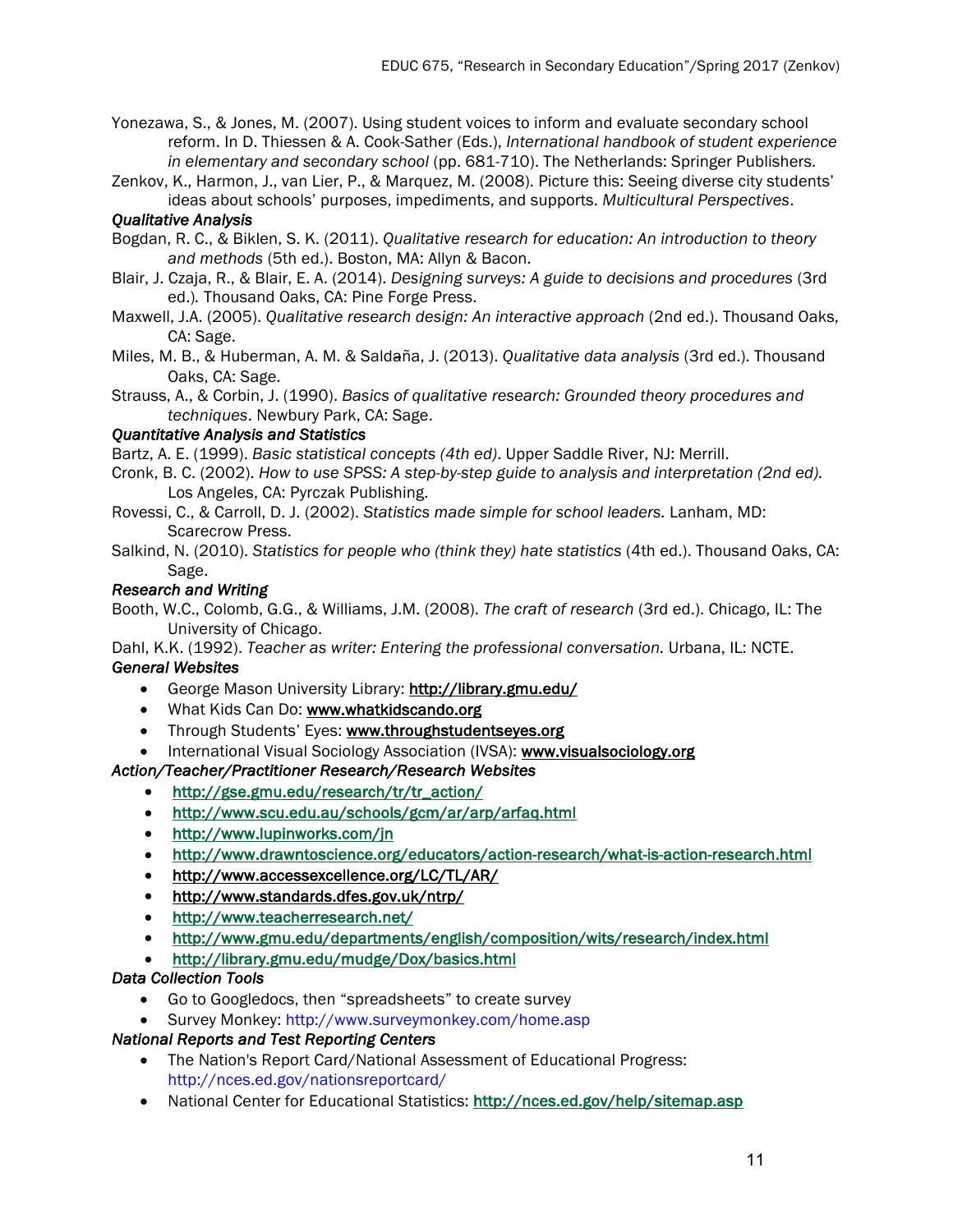Yonezawa, S., & Jones, M. (2007). Using student voices to inform and evaluate secondary school reform. In D. Thiessen & A. Cook-Sather (Eds.), *International handbook of student experience in elementary and secondary school* (pp. 681-710). The Netherlands: Springer Publishers.

Zenkov, K., Harmon, J., van Lier, P., & Marquez, M. (2008). Picture this: Seeing diverse city students' ideas about schools' purposes, impediments, and supports. *Multicultural Perspectives*.

***Qualitative Analysis***

Bogdan, R. C., & Biklen, S. K. (2011). *Qualitative research for education: An introduction to theory and methods* (5th ed.). Boston, MA: Allyn & Bacon.

Blair, J. Czaja, R., & Blair, E. A. (2014). *Designing surveys: A guide to decisions and procedures* (3rd ed.)*.* Thousand Oaks, CA: Pine Forge Press.

Maxwell, J.A. (2005). *Qualitative research design: An interactive approach* (2nd ed.). Thousand Oaks, CA: Sage.

Miles, M. B., & Huberman, A. M. & Saldaña, J. (2013). *Qualitative data analysis* (3rd ed.). Thousand Oaks, CA: Sage.

Strauss, A., & Corbin, J. (1990). *Basics of qualitative research: Grounded theory procedures and techniques*. Newbury Park, CA: Sage.

***Quantitative Analysis and Statistics***

Bartz, A. E. (1999). *Basic statistical concepts (4th ed)*. Upper Saddle River, NJ: Merrill.

Cronk, B. C. (2002). *How to use SPSS: A step-by-step guide to analysis and interpretation (2nd ed).* Los Angeles, CA: Pyrczak Publishing.

Rovessi, C., & Carroll, D. J. (2002). *Statistics made simple for school leaders.* Lanham, MD: Scarecrow Press.

Salkind, N. (2010). *Statistics for people who (think they) hate statistics* (4th ed.). Thousand Oaks, CA: Sage.

***Research and Writing***

Booth, W.C., Colomb, G.G., & Williams, J.M. (2008). *The craft of research* (3rd ed.). Chicago, IL: The University of Chicago.

Dahl, K.K. (1992). *Teacher as writer: Entering the professional conversation.* Urbana, IL: NCTE.

***General Websites***

- George Mason University Library: **http://library.gmu.edu/**
- What Kids Can Do: **www.whatkidscando.org**
- Through Students' Eyes: **www.throughstudentseyes.org**
- International Visual Sociology Association (IVSA): **www.visualsociology.org**

***Action/Teacher/Practitioner Research/Research Websites***

- **http://gse.gmu.edu/research/tr/tr_action/**
- **http://www.scu.edu.au/schools/gcm/ar/arp/arfaq.html**
- **http://www.lupinworks.com/jn**
- **http://www.drawntoscience.org/educators/action-research/what-is-action-research.html**
- **http://www.accessexcellence.org/LC/TL/AR/**
- **http://www.standards.dfes.gov.uk/ntrp/**
- **http://www.teacherresearch.net/**
- **http://www.gmu.edu/departments/english/composition/wits/research/index.html**
- **http://library.gmu.edu/mudge/Dox/basics.html**

***Data Collection Tools***

- Go to Googledocs, then "spreadsheets" to create survey
- Survey Monkey: http://www.surveymonkey.com/home.asp

***National Reports and Test Reporting Centers***

- The Nation's Report Card/National Assessment of Educational Progress: http://nces.ed.gov/nationsreportcard/
- National Center for Educational Statistics: **http://nces.ed.gov/help/sitemap.asp**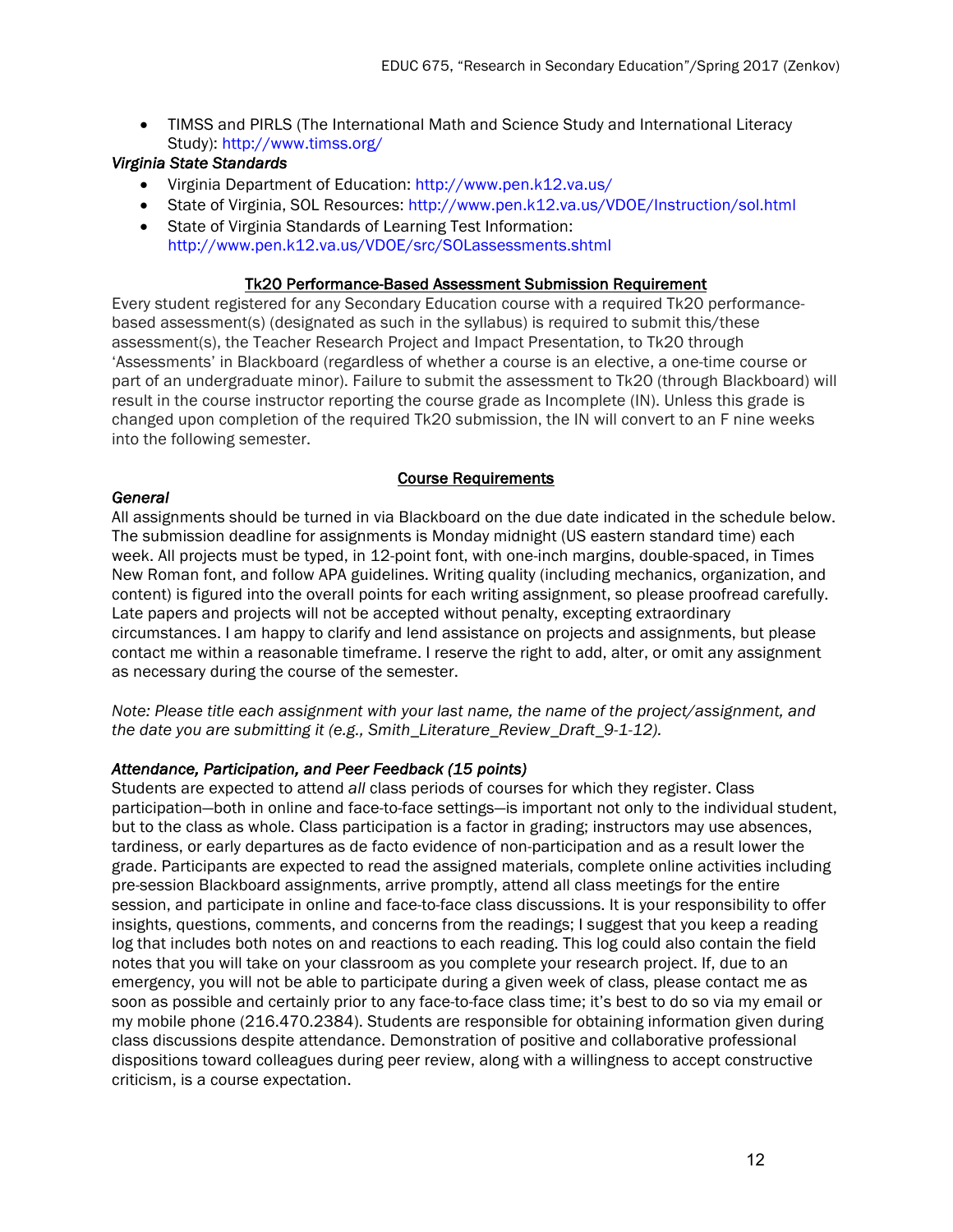- TIMSS and PIRLS (The International Math and Science Study and International Literacy Study): http://www.timss.org/

*Virginia State Standards*

- Virginia Department of Education: http://www.pen.k12.va.us/
- State of Virginia, SOL Resources: http://www.pen.k12.va.us/VDOE/Instruction/sol.html
- State of Virginia Standards of Learning Test Information: http://www.pen.k12.va.us/VDOE/src/SOLassessments.shtml

## Tk20 Performance-Based Assessment Submission Requirement

Every student registered for any Secondary Education course with a required Tk20 performance-based assessment(s) (designated as such in the syllabus) is required to submit this/these assessment(s), the Teacher Research Project and Impact Presentation, to Tk20 through 'Assessments' in Blackboard (regardless of whether a course is an elective, a one-time course or part of an undergraduate minor). Failure to submit the assessment to Tk20 (through Blackboard) will result in the course instructor reporting the course grade as Incomplete (IN). Unless this grade is changed upon completion of the required Tk20 submission, the IN will convert to an F nine weeks into the following semester.

## Course Requirements

*General*

All assignments should be turned in via Blackboard on the due date indicated in the schedule below. The submission deadline for assignments is Monday midnight (US eastern standard time) each week. All projects must be typed, in 12-point font, with one-inch margins, double-spaced, in Times New Roman font, and follow APA guidelines. Writing quality (including mechanics, organization, and content) is figured into the overall points for each writing assignment, so please proofread carefully. Late papers and projects will not be accepted without penalty, excepting extraordinary circumstances. I am happy to clarify and lend assistance on projects and assignments, but please contact me within a reasonable timeframe. I reserve the right to add, alter, or omit any assignment as necessary during the course of the semester.

*Note: Please title each assignment with your last name, the name of the project/assignment, and the date you are submitting it (e.g., Smith_Literature_Review_Draft_9-1-12).*

*Attendance, Participation, and Peer Feedback (15 points)*

Students are expected to attend *all* class periods of courses for which they register. Class participation—both in online and face-to-face settings—is important not only to the individual student, but to the class as whole. Class participation is a factor in grading; instructors may use absences, tardiness, or early departures as de facto evidence of non-participation and as a result lower the grade. Participants are expected to read the assigned materials, complete online activities including pre-session Blackboard assignments, arrive promptly, attend all class meetings for the entire session, and participate in online and face-to-face class discussions. It is your responsibility to offer insights, questions, comments, and concerns from the readings; I suggest that you keep a reading log that includes both notes on and reactions to each reading. This log could also contain the field notes that you will take on your classroom as you complete your research project. If, due to an emergency, you will not be able to participate during a given week of class, please contact me as soon as possible and certainly prior to any face-to-face class time; it's best to do so via my email or my mobile phone (216.470.2384). Students are responsible for obtaining information given during class discussions despite attendance. Demonstration of positive and collaborative professional dispositions toward colleagues during peer review, along with a willingness to accept constructive criticism, is a course expectation.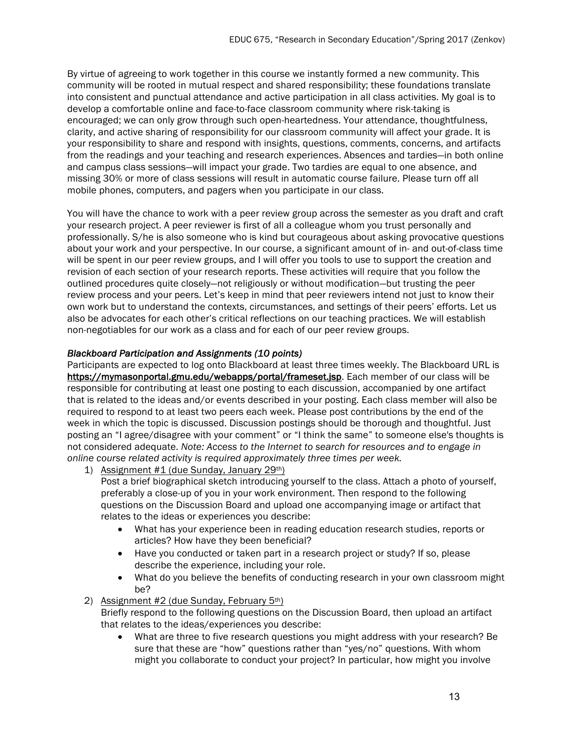By virtue of agreeing to work together in this course we instantly formed a new community. This community will be rooted in mutual respect and shared responsibility; these foundations translate into consistent and punctual attendance and active participation in all class activities. My goal is to develop a comfortable online and face-to-face classroom community where risk-taking is encouraged; we can only grow through such open-heartedness. Your attendance, thoughtfulness, clarity, and active sharing of responsibility for our classroom community will affect your grade. It is your responsibility to share and respond with insights, questions, comments, concerns, and artifacts from the readings and your teaching and research experiences. Absences and tardies—in both online and campus class sessions—will impact your grade. Two tardies are equal to one absence, and missing 30% or more of class sessions will result in automatic course failure. Please turn off all mobile phones, computers, and pagers when you participate in our class.

You will have the chance to work with a peer review group across the semester as you draft and craft your research project. A peer reviewer is first of all a colleague whom you trust personally and professionally. S/he is also someone who is kind but courageous about asking provocative questions about your work and your perspective. In our course, a significant amount of in- and out-of-class time will be spent in our peer review groups, and I will offer you tools to use to support the creation and revision of each section of your research reports. These activities will require that you follow the outlined procedures quite closely—not religiously or without modification—but trusting the peer review process and your peers. Let's keep in mind that peer reviewers intend not just to know their own work but to understand the contexts, circumstances, and settings of their peers' efforts. Let us also be advocates for each other's critical reflections on our teaching practices. We will establish non-negotiables for our work as a class and for each of our peer review groups.

***Blackboard Participation and Assignments (10 points)***

Participants are expected to log onto Blackboard at least three times weekly. The Blackboard URL is **https://mymasonportal.gmu.edu/webapps/portal/frameset.jsp**. Each member of our class will be responsible for contributing at least one posting to each discussion, accompanied by one artifact that is related to the ideas and/or events described in your posting. Each class member will also be required to respond to at least two peers each week. Please post contributions by the end of the week in which the topic is discussed. Discussion postings should be thorough and thoughtful. Just posting an "I agree/disagree with your comment" or "I think the same" to someone else's thoughts is not considered adequate. *Note: Access to the Internet to search for resources and to engage in online course related activity is required approximately three times per week.*

1) Assignment #1 (due Sunday, January 29th)

   Post a brief biographical sketch introducing yourself to the class. Attach a photo of yourself, preferably a close-up of you in your work environment. Then respond to the following questions on the Discussion Board and upload one accompanying image or artifact that relates to the ideas or experiences you describe:

   - What has your experience been in reading education research studies, reports or articles? How have they been beneficial?
   - Have you conducted or taken part in a research project or study? If so, please describe the experience, including your role.
   - What do you believe the benefits of conducting research in your own classroom might be?

2) Assignment #2 (due Sunday, February 5th)

   Briefly respond to the following questions on the Discussion Board, then upload an artifact that relates to the ideas/experiences you describe:

   - What are three to five research questions you might address with your research? Be sure that these are "how" questions rather than "yes/no" questions. With whom might you collaborate to conduct your project? In particular, how might you involve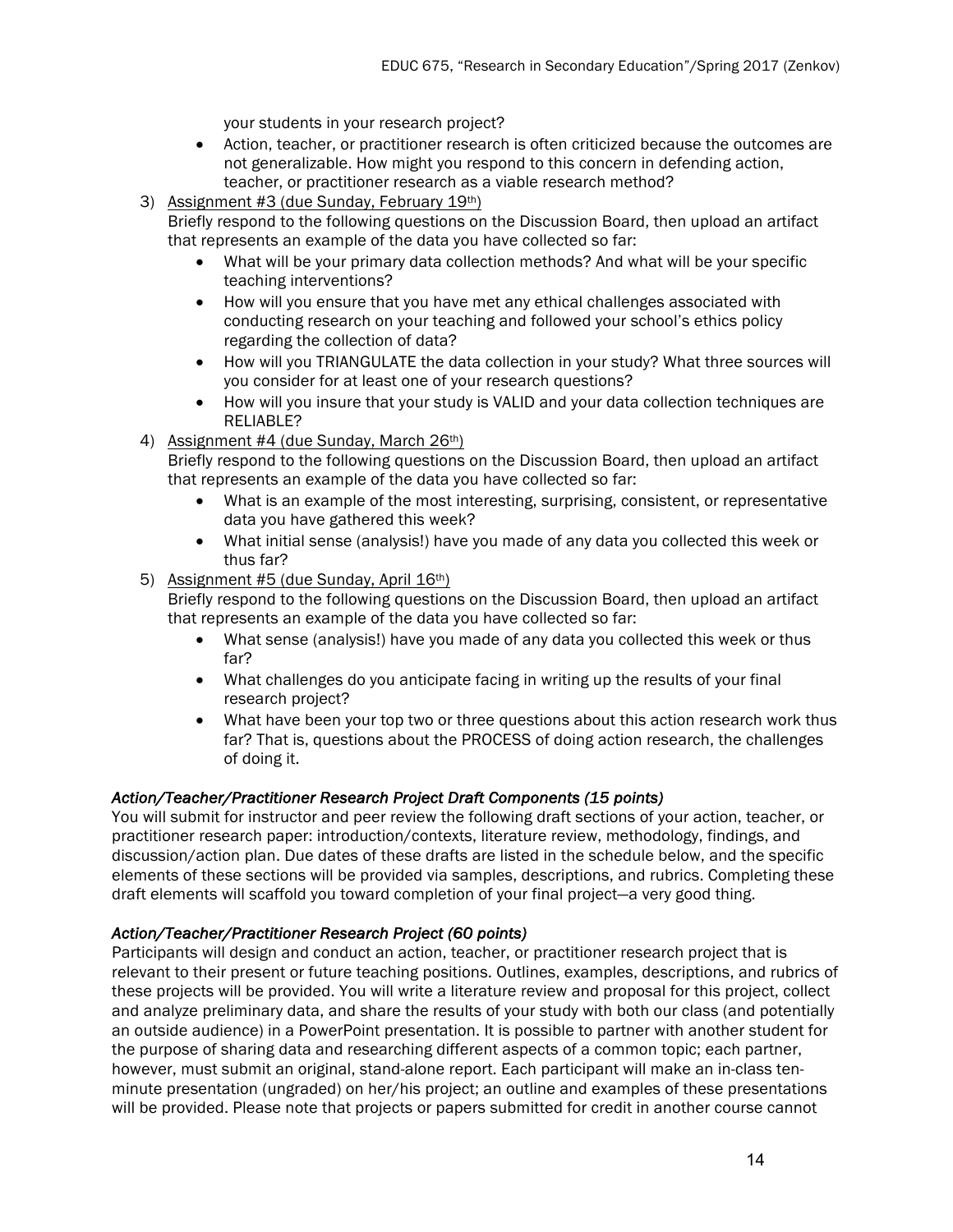your students in your research project?
    - Action, teacher, or practitioner research is often criticized because the outcomes are not generalizable. How might you respond to this concern in defending action, teacher, or practitioner research as a viable research method?

3) Assignment #3 (due Sunday, February 19th)
   Briefly respond to the following questions on the Discussion Board, then upload an artifact that represents an example of the data you have collected so far:
    - What will be your primary data collection methods? And what will be your specific teaching interventions?
    - How will you ensure that you have met any ethical challenges associated with conducting research on your teaching and followed your school's ethics policy regarding the collection of data?
    - How will you TRIANGULATE the data collection in your study? What three sources will you consider for at least one of your research questions?
    - How will you insure that your study is VALID and your data collection techniques are RELIABLE?

4) Assignment #4 (due Sunday, March 26th)
   Briefly respond to the following questions on the Discussion Board, then upload an artifact that represents an example of the data you have collected so far:
    - What is an example of the most interesting, surprising, consistent, or representative data you have gathered this week?
    - What initial sense (analysis!) have you made of any data you collected this week or thus far?

5) Assignment #5 (due Sunday, April 16th)
   Briefly respond to the following questions on the Discussion Board, then upload an artifact that represents an example of the data you have collected so far:
    - What sense (analysis!) have you made of any data you collected this week or thus far?
    - What challenges do you anticipate facing in writing up the results of your final research project?
    - What have been your top two or three questions about this action research work thus far? That is, questions about the PROCESS of doing action research, the challenges of doing it.

*Action/Teacher/Practitioner Research Project Draft Components (15 points)*

You will submit for instructor and peer review the following draft sections of your action, teacher, or practitioner research paper: introduction/contexts, literature review, methodology, findings, and discussion/action plan. Due dates of these drafts are listed in the schedule below, and the specific elements of these sections will be provided via samples, descriptions, and rubrics. Completing these draft elements will scaffold you toward completion of your final project—a very good thing.

*Action/Teacher/Practitioner Research Project (60 points)*

Participants will design and conduct an action, teacher, or practitioner research project that is relevant to their present or future teaching positions. Outlines, examples, descriptions, and rubrics of these projects will be provided. You will write a literature review and proposal for this project, collect and analyze preliminary data, and share the results of your study with both our class (and potentially an outside audience) in a PowerPoint presentation. It is possible to partner with another student for the purpose of sharing data and researching different aspects of a common topic; each partner, however, must submit an original, stand-alone report. Each participant will make an in-class ten-minute presentation (ungraded) on her/his project; an outline and examples of these presentations will be provided. Please note that projects or papers submitted for credit in another course cannot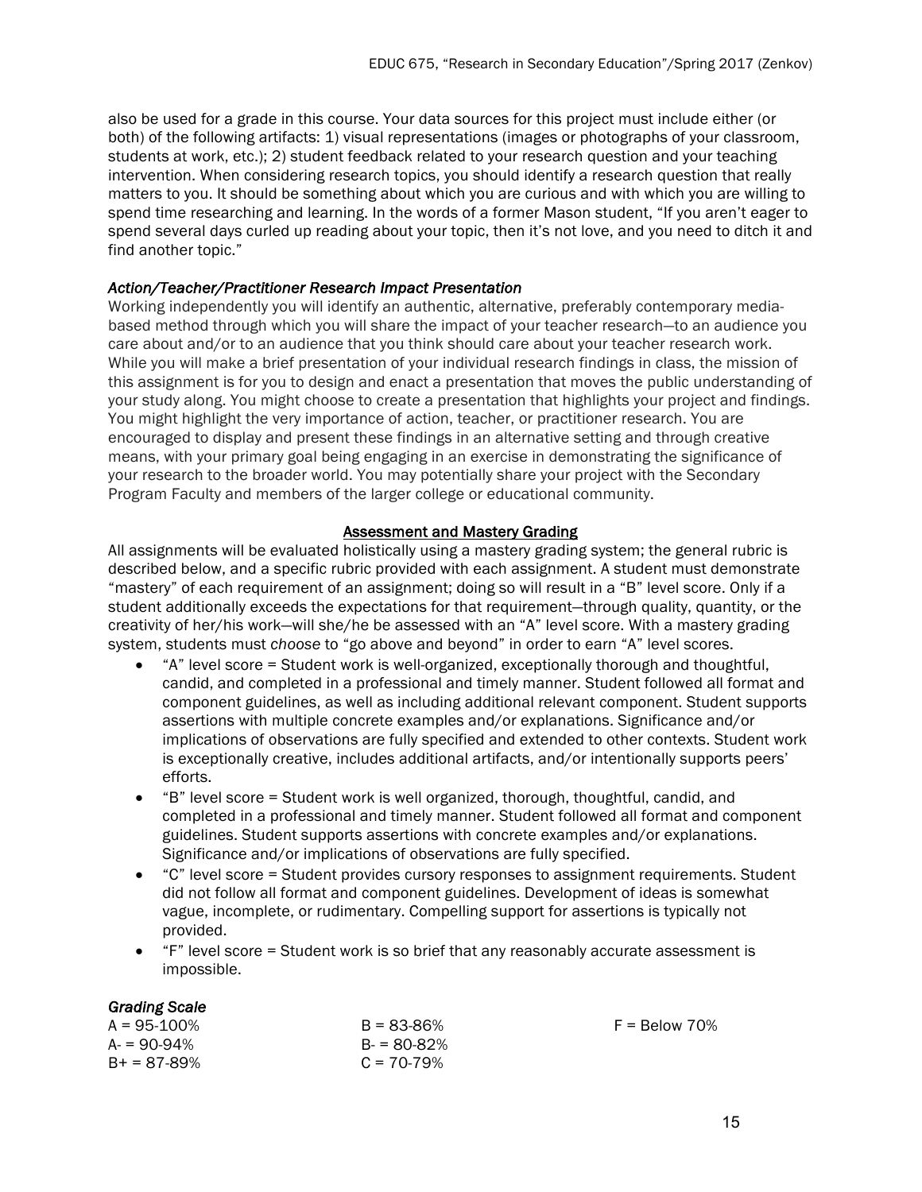also be used for a grade in this course. Your data sources for this project must include either (or both) of the following artifacts: 1) visual representations (images or photographs of your classroom, students at work, etc.); 2) student feedback related to your research question and your teaching intervention. When considering research topics, you should identify a research question that really matters to you. It should be something about which you are curious and with which you are willing to spend time researching and learning. In the words of a former Mason student, "If you aren't eager to spend several days curled up reading about your topic, then it's not love, and you need to ditch it and find another topic."

*Action/Teacher/Practitioner Research Impact Presentation*

Working independently you will identify an authentic, alternative, preferably contemporary media-based method through which you will share the impact of your teacher research—to an audience you care about and/or to an audience that you think should care about your teacher research work. While you will make a brief presentation of your individual research findings in class, the mission of this assignment is for you to design and enact a presentation that moves the public understanding of your study along. You might choose to create a presentation that highlights your project and findings. You might highlight the very importance of action, teacher, or practitioner research. You are encouraged to display and present these findings in an alternative setting and through creative means, with your primary goal being engaging in an exercise in demonstrating the significance of your research to the broader world. You may potentially share your project with the Secondary Program Faculty and members of the larger college or educational community.

## Assessment and Mastery Grading

All assignments will be evaluated holistically using a mastery grading system; the general rubric is described below, and a specific rubric provided with each assignment. A student must demonstrate "mastery" of each requirement of an assignment; doing so will result in a "B" level score. Only if a student additionally exceeds the expectations for that requirement—through quality, quantity, or the creativity of her/his work—will she/he be assessed with an "A" level score. With a mastery grading system, students must *choose* to "go above and beyond" in order to earn "A" level scores.

- "A" level score = Student work is well-organized, exceptionally thorough and thoughtful, candid, and completed in a professional and timely manner. Student followed all format and component guidelines, as well as including additional relevant component. Student supports assertions with multiple concrete examples and/or explanations. Significance and/or implications of observations are fully specified and extended to other contexts. Student work is exceptionally creative, includes additional artifacts, and/or intentionally supports peers' efforts.
- "B" level score = Student work is well organized, thorough, thoughtful, candid, and completed in a professional and timely manner. Student followed all format and component guidelines. Student supports assertions with concrete examples and/or explanations. Significance and/or implications of observations are fully specified.
- "C" level score = Student provides cursory responses to assignment requirements. Student did not follow all format and component guidelines. Development of ideas is somewhat vague, incomplete, or rudimentary. Compelling support for assertions is typically not provided.
- "F" level score = Student work is so brief that any reasonably accurate assessment is impossible.

*Grading Scale*

A = 95-100%
A- = 90-94%
B+ = 87-89%
B = 83-86%
B- = 80-82%
C = 70-79%
F = Below 70%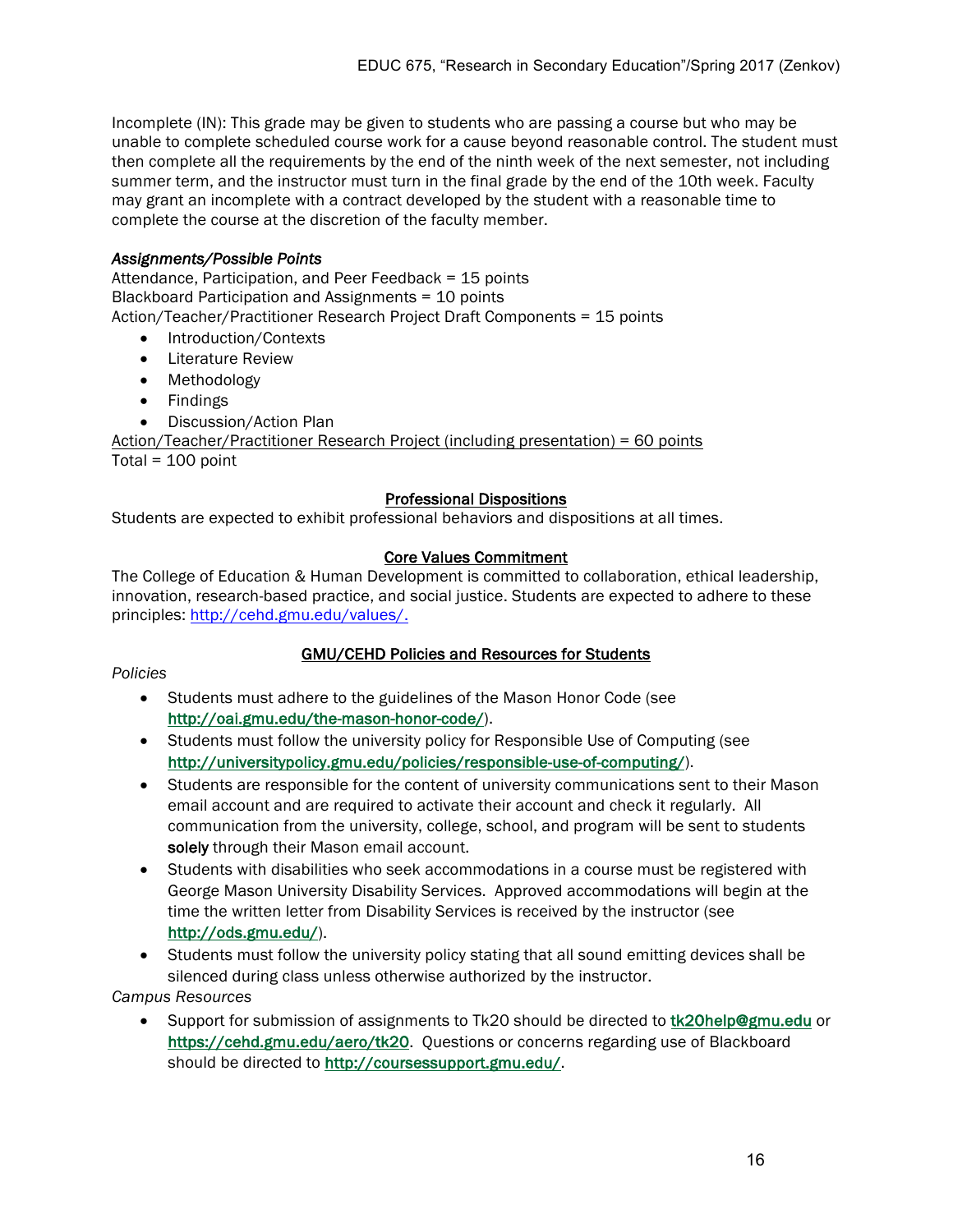Incomplete (IN): This grade may be given to students who are passing a course but who may be unable to complete scheduled course work for a cause beyond reasonable control. The student must then complete all the requirements by the end of the ninth week of the next semester, not including summer term, and the instructor must turn in the final grade by the end of the 10th week. Faculty may grant an incomplete with a contract developed by the student with a reasonable time to complete the course at the discretion of the faculty member.

*Assignments/Possible Points*

Attendance, Participation, and Peer Feedback = 15 points
Blackboard Participation and Assignments = 10 points
Action/Teacher/Practitioner Research Project Draft Components = 15 points

- Introduction/Contexts
- Literature Review
- Methodology
- Findings
- Discussion/Action Plan

<u>Action/Teacher/Practitioner Research Project (including presentation) = 60 points</u>
Total = 100 point

## Professional Dispositions

Students are expected to exhibit professional behaviors and dispositions at all times.

## Core Values Commitment

The College of Education & Human Development is committed to collaboration, ethical leadership, innovation, research-based practice, and social justice. Students are expected to adhere to these principles: http://cehd.gmu.edu/values/.

## GMU/CEHD Policies and Resources for Students

*Policies*

- Students must adhere to the guidelines of the Mason Honor Code (see http://oai.gmu.edu/the-mason-honor-code/).
- Students must follow the university policy for Responsible Use of Computing (see http://universitypolicy.gmu.edu/policies/responsible-use-of-computing/).
- Students are responsible for the content of university communications sent to their Mason email account and are required to activate their account and check it regularly. All communication from the university, college, school, and program will be sent to students **solely** through their Mason email account.
- Students with disabilities who seek accommodations in a course must be registered with George Mason University Disability Services. Approved accommodations will begin at the time the written letter from Disability Services is received by the instructor (see http://ods.gmu.edu/).
- Students must follow the university policy stating that all sound emitting devices shall be silenced during class unless otherwise authorized by the instructor.

*Campus Resources*

- Support for submission of assignments to Tk20 should be directed to tk20help@gmu.edu or https://cehd.gmu.edu/aero/tk20. Questions or concerns regarding use of Blackboard should be directed to http://coursessupport.gmu.edu/.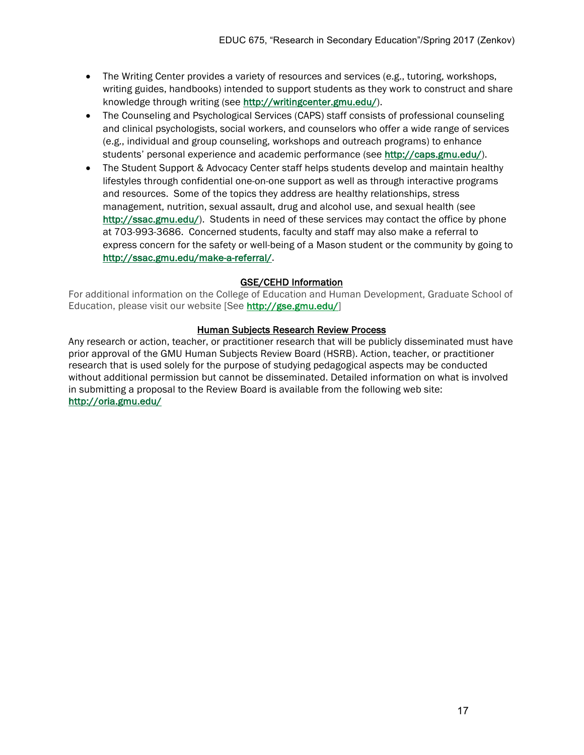- The Writing Center provides a variety of resources and services (e.g., tutoring, workshops, writing guides, handbooks) intended to support students as they work to construct and share knowledge through writing (see http://writingcenter.gmu.edu/).
- The Counseling and Psychological Services (CAPS) staff consists of professional counseling and clinical psychologists, social workers, and counselors who offer a wide range of services (e.g., individual and group counseling, workshops and outreach programs) to enhance students' personal experience and academic performance (see http://caps.gmu.edu/).
- The Student Support & Advocacy Center staff helps students develop and maintain healthy lifestyles through confidential one-on-one support as well as through interactive programs and resources. Some of the topics they address are healthy relationships, stress management, nutrition, sexual assault, drug and alcohol use, and sexual health (see http://ssac.gmu.edu/). Students in need of these services may contact the office by phone at 703-993-3686. Concerned students, faculty and staff may also make a referral to express concern for the safety or well-being of a Mason student or the community by going to http://ssac.gmu.edu/make-a-referral/.

## GSE/CEHD Information

For additional information on the College of Education and Human Development, Graduate School of Education, please visit our website [See http://gse.gmu.edu/]

## Human Subjects Research Review Process

Any research or action, teacher, or practitioner research that will be publicly disseminated must have prior approval of the GMU Human Subjects Review Board (HSRB). Action, teacher, or practitioner research that is used solely for the purpose of studying pedagogical aspects may be conducted without additional permission but cannot be disseminated. Detailed information on what is involved in submitting a proposal to the Review Board is available from the following web site: http://oria.gmu.edu/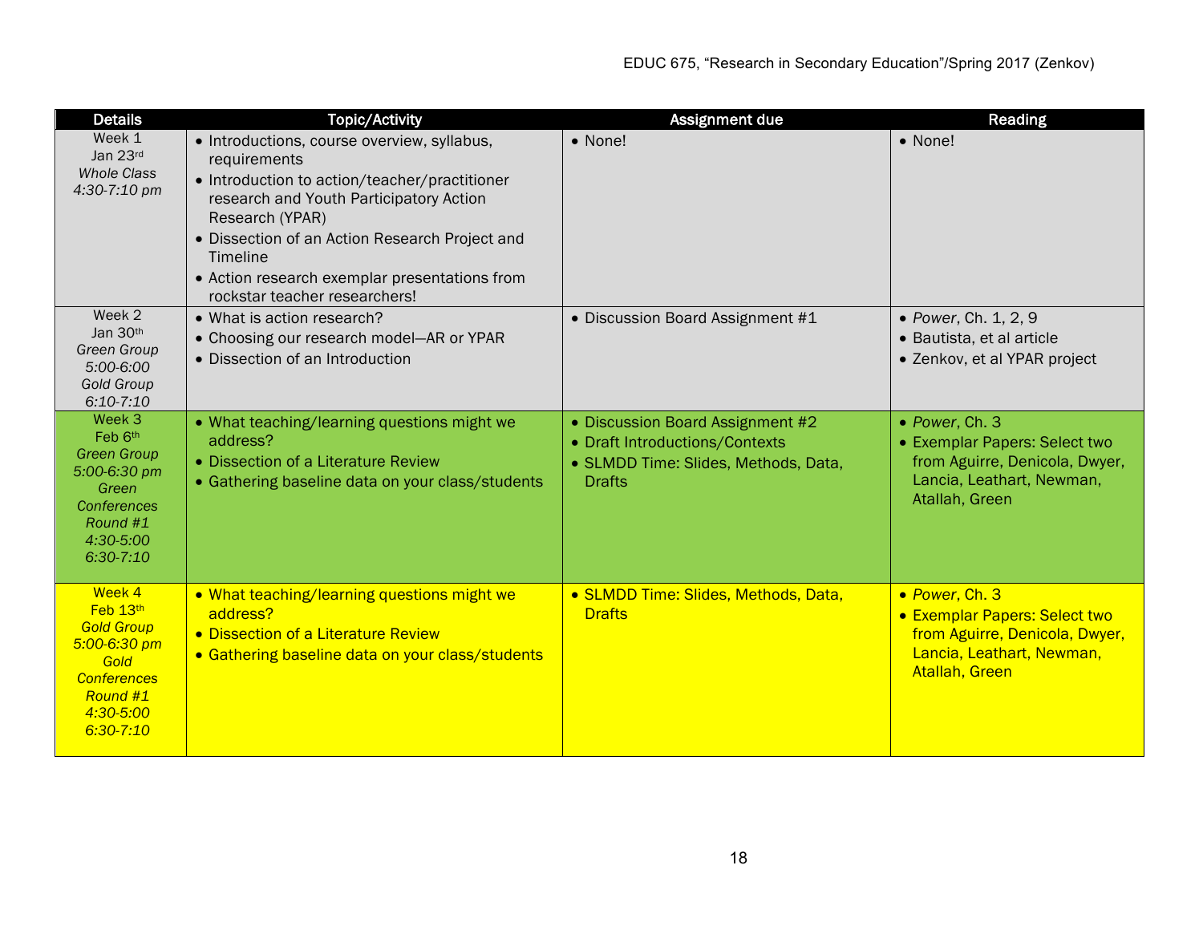| Details | Topic/Activity | Assignment due | Reading |
|---|---|---|---|
| Week 1<br>Jan 23rd<br>*Whole Class*<br>*4:30-7:10 pm* | • Introductions, course overview, syllabus, requirements<br>• Introduction to action/teacher/practitioner research and Youth Participatory Action Research (YPAR)<br>• Dissection of an Action Research Project and Timeline<br>• Action research exemplar presentations from rockstar teacher researchers! | • None! | • None! |
| Week 2<br>Jan 30th<br>*Green Group*<br>*5:00-6:00*<br>*Gold Group*<br>*6:10-7:10* | • What is action research?<br>• Choosing our research model—AR or YPAR<br>• Dissection of an Introduction | • Discussion Board Assignment #1 | • *Power*, Ch. 1, 2, 9<br>• Bautista, et al article<br>• Zenkov, et al YPAR project |
| Week 3<br>Feb 6th<br>*Green Group*<br>*5:00-6:30 pm*<br>*Green Conferences Round #1*<br>*4:30-5:00*<br>*6:30-7:10* | • What teaching/learning questions might we address?<br>• Dissection of a Literature Review<br>• Gathering baseline data on your class/students | • Discussion Board Assignment #2<br>• Draft Introductions/Contexts<br>• SLMDD Time: Slides, Methods, Data, Drafts | • *Power*, Ch. 3<br>• Exemplar Papers: Select two from Aguirre, Denicola, Dwyer, Lancia, Leathart, Newman, Atallah, Green |
| Week 4<br>Feb 13th<br>*Gold Group*<br>*5:00-6:30 pm*<br>*Gold Conferences Round #1*<br>*4:30-5:00*<br>*6:30-7:10* | • What teaching/learning questions might we address?<br>• Dissection of a Literature Review<br>• Gathering baseline data on your class/students | • SLMDD Time: Slides, Methods, Data, Drafts | • *Power*, Ch. 3<br>• Exemplar Papers: Select two from Aguirre, Denicola, Dwyer, Lancia, Leathart, Newman, Atallah, Green |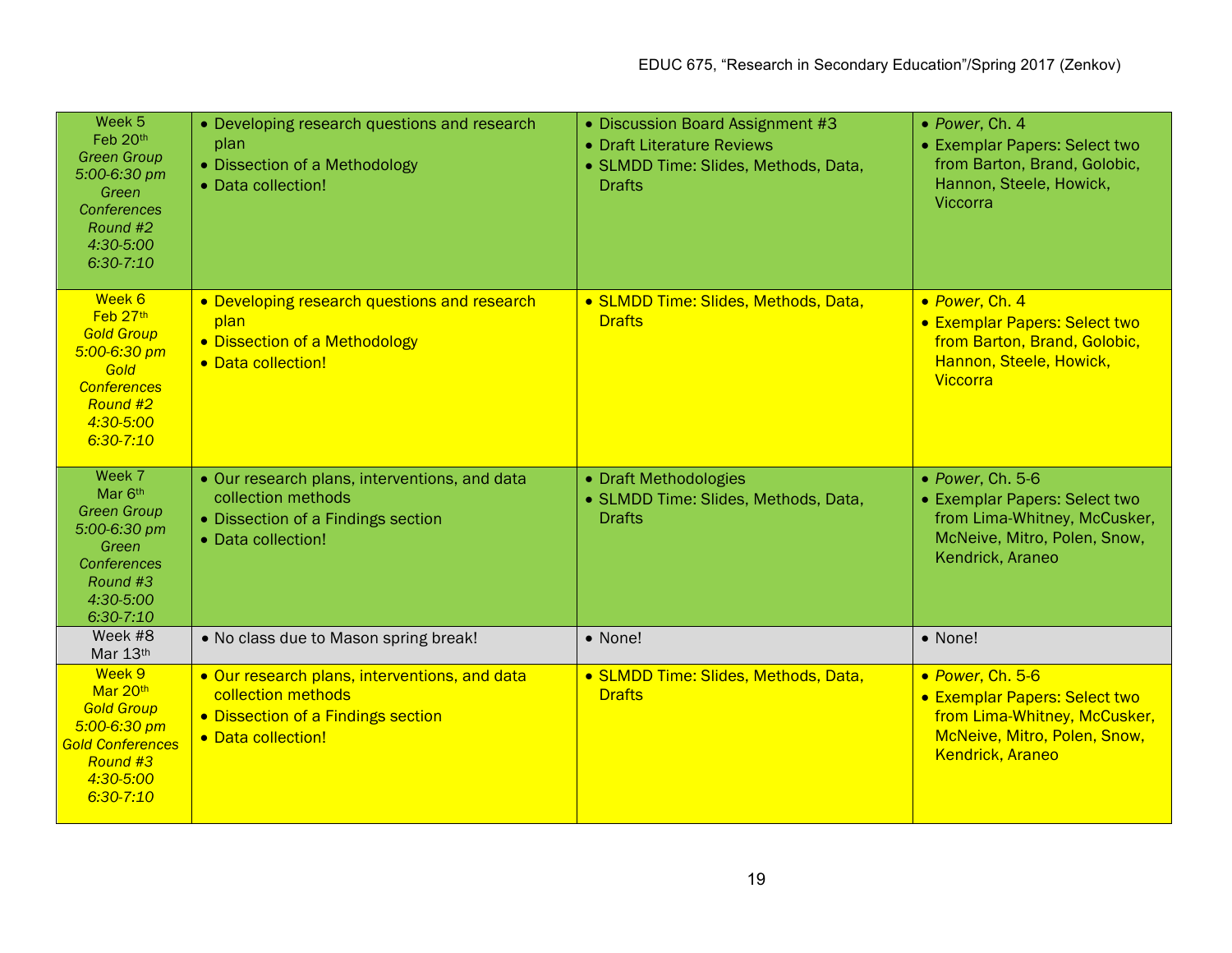| Week 5<br>Feb 20th<br>*Green Group*<br>*5:00-6:30 pm*<br>*Green Conferences Round #2*<br>*4:30-5:00*<br>*6:30-7:10* | • Developing research questions and research plan<br>• Dissection of a Methodology<br>• Data collection! | • Discussion Board Assignment #3<br>• Draft Literature Reviews<br>• SLMDD Time: Slides, Methods, Data, Drafts | • *Power*, Ch. 4<br>• Exemplar Papers: Select two from Barton, Brand, Golobic, Hannon, Steele, Howick, Viccorra |
|---|---|---|---|
| Week 6<br>Feb 27th<br>*Gold Group*<br>*5:00-6:30 pm*<br>*Gold Conferences Round #2*<br>*4:30-5:00*<br>*6:30-7:10* | • Developing research questions and research plan<br>• Dissection of a Methodology<br>• Data collection! | • SLMDD Time: Slides, Methods, Data, Drafts | • *Power*, Ch. 4<br>• Exemplar Papers: Select two from Barton, Brand, Golobic, Hannon, Steele, Howick, Viccorra |
| Week 7<br>Mar 6th<br>*Green Group*<br>*5:00-6:30 pm*<br>*Green Conferences Round #3*<br>*4:30-5:00*<br>*6:30-7:10* | • Our research plans, interventions, and data collection methods<br>• Dissection of a Findings section<br>• Data collection! | • Draft Methodologies<br>• SLMDD Time: Slides, Methods, Data, Drafts | • *Power*, Ch. 5-6<br>• Exemplar Papers: Select two from Lima-Whitney, McCusker, McNeive, Mitro, Polen, Snow, Kendrick, Araneo |
| Week #8<br>Mar 13th | • No class due to Mason spring break! | • None! | • None! |
| Week 9<br>Mar 20th<br>*Gold Group*<br>*5:00-6:30 pm*<br>*Gold Conferences Round #3*<br>*4:30-5:00*<br>*6:30-7:10* | • Our research plans, interventions, and data collection methods<br>• Dissection of a Findings section<br>• Data collection! | • SLMDD Time: Slides, Methods, Data, Drafts | • *Power*, Ch. 5-6<br>• Exemplar Papers: Select two from Lima-Whitney, McCusker, McNeive, Mitro, Polen, Snow, Kendrick, Araneo |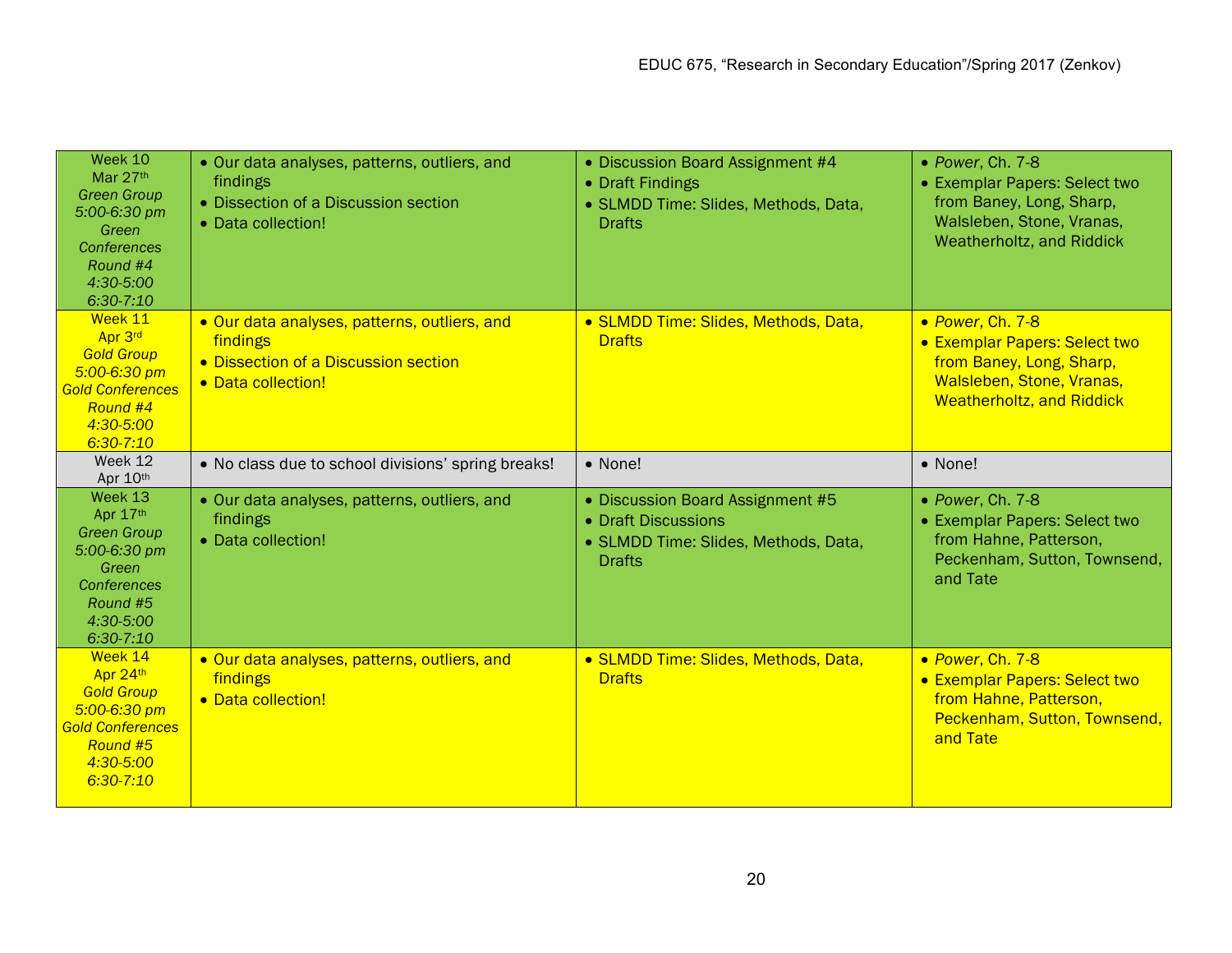| Week 10<br>Mar 27th<br>*Green Group*<br>*5:00-6:30 pm*<br>*Green Conferences Round #4*<br>*4:30-5:00*<br>*6:30-7:10* | • Our data analyses, patterns, outliers, and findings<br>• Dissection of a Discussion section<br>• Data collection! | • Discussion Board Assignment #4<br>• Draft Findings<br>• SLMDD Time: Slides, Methods, Data, Drafts | • *Power*, Ch. 7-8<br>• Exemplar Papers: Select two from Baney, Long, Sharp, Walsleben, Stone, Vranas, Weatherholtz, and Riddick |
|---|---|---|---|
| Week 11<br>Apr 3rd<br>*Gold Group*<br>*5:00-6:30 pm*<br>*Gold Conferences Round #4*<br>*4:30-5:00*<br>*6:30-7:10* | • Our data analyses, patterns, outliers, and findings<br>• Dissection of a Discussion section<br>• Data collection! | • SLMDD Time: Slides, Methods, Data, Drafts | • *Power*, Ch. 7-8<br>• Exemplar Papers: Select two from Baney, Long, Sharp, Walsleben, Stone, Vranas, Weatherholtz, and Riddick |
| Week 12<br>Apr 10th | • No class due to school divisions' spring breaks! | • None! | • None! |
| Week 13<br>Apr 17th<br>*Green Group*<br>*5:00-6:30 pm*<br>*Green Conferences Round #5*<br>*4:30-5:00*<br>*6:30-7:10* | • Our data analyses, patterns, outliers, and findings<br>• Data collection! | • Discussion Board Assignment #5<br>• Draft Discussions<br>• SLMDD Time: Slides, Methods, Data, Drafts | • *Power*, Ch. 7-8<br>• Exemplar Papers: Select two from Hahne, Patterson, Peckenham, Sutton, Townsend, and Tate |
| Week 14<br>Apr 24th<br>*Gold Group*<br>*5:00-6:30 pm*<br>*Gold Conferences Round #5*<br>*4:30-5:00*<br>*6:30-7:10* | • Our data analyses, patterns, outliers, and findings<br>• Data collection! | • SLMDD Time: Slides, Methods, Data, Drafts | • *Power*, Ch. 7-8<br>• Exemplar Papers: Select two from Hahne, Patterson, Peckenham, Sutton, Townsend, and Tate |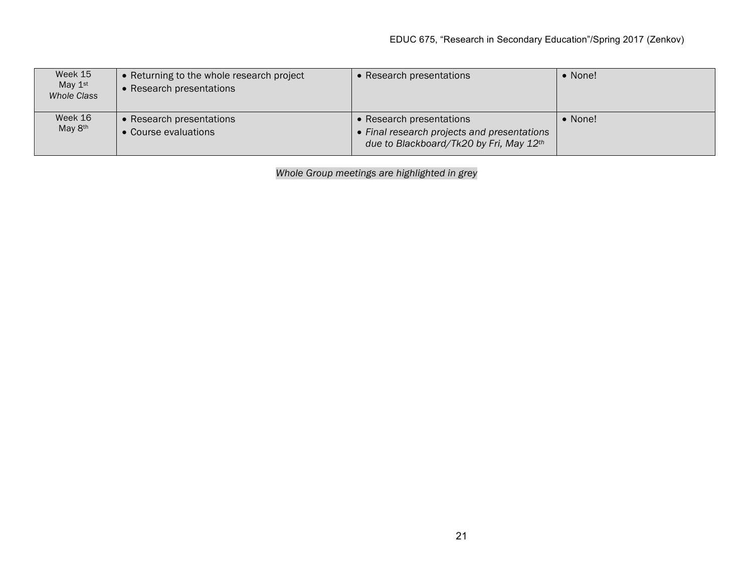| Week 15 May 1st *Whole Class* | • Returning to the whole research project • Research presentations | • Research presentations | • None! |
|---|---|---|---|
| Week 16 May 8th | • Research presentations • Course evaluations | • Research presentations • *Final research projects and presentations due to Blackboard/Tk20 by Fri, May 12th* | • None! |

*Whole Group meetings are highlighted in grey*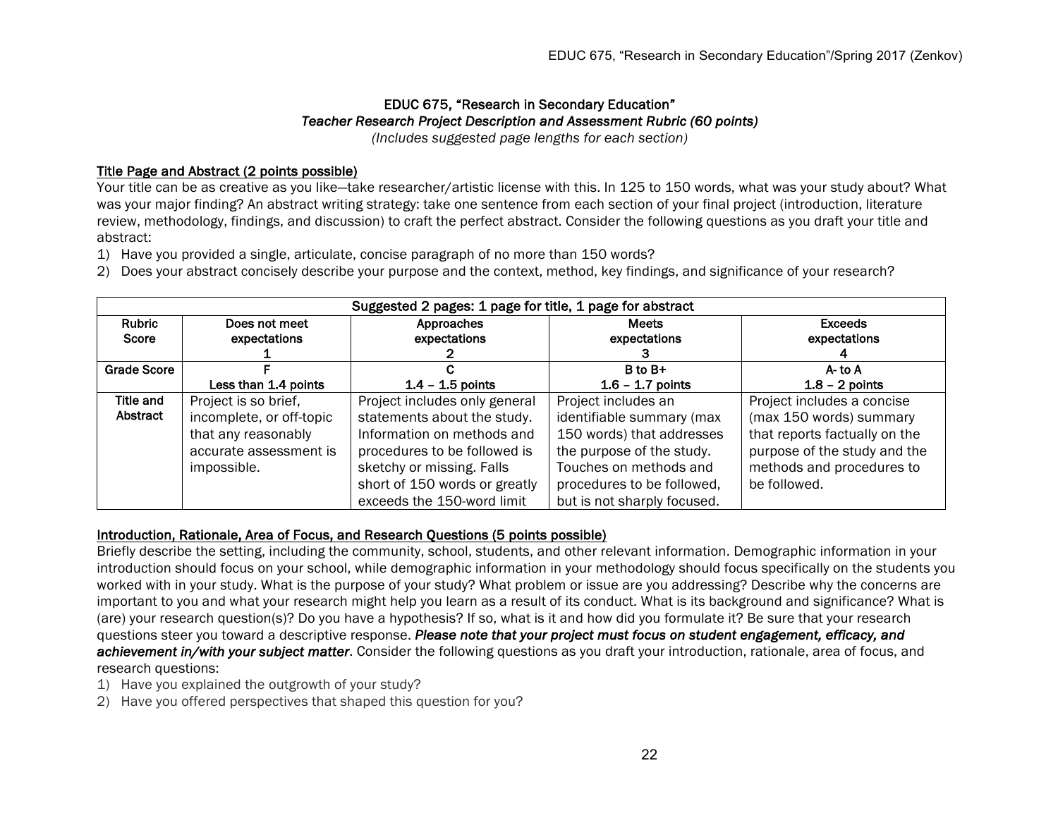### EDUC 675, "Research in Secondary Education"
### *Teacher Research Project Description and Assessment Rubric (60 points)*
*(Includes suggested page lengths for each section)*

**Title Page and Abstract (2 points possible)**

Your title can be as creative as you like—take researcher/artistic license with this. In 125 to 150 words, what was your study about? What was your major finding? An abstract writing strategy: take one sentence from each section of your final project (introduction, literature review, methodology, findings, and discussion) to craft the perfect abstract. Consider the following questions as you draft your title and abstract:

1) Have you provided a single, articulate, concise paragraph of no more than 150 words?
2) Does your abstract concisely describe your purpose and the context, method, key findings, and significance of your research?

| Suggested 2 pages: 1 page for title, 1 page for abstract | | | | |
|---|---|---|---|---|
| **Rubric Score** | **Does not meet expectations 1** | **Approaches expectations 2** | **Meets expectations 3** | **Exceeds expectations 4** |
| **Grade Score** | **F Less than 1.4 points** | **C 1.4 – 1.5 points** | **B to B+ 1.6 – 1.7 points** | **A- to A 1.8 – 2 points** |
| **Title and Abstract** | Project is so brief, incomplete, or off-topic that any reasonably accurate assessment is impossible. | Project includes only general statements about the study. Information on methods and procedures to be followed is sketchy or missing. Falls short of 150 words or greatly exceeds the 150-word limit | Project includes an identifiable summary (max 150 words) that addresses the purpose of the study. Touches on methods and procedures to be followed, but is not sharply focused. | Project includes a concise (max 150 words) summary that reports factually on the purpose of the study and the methods and procedures to be followed. |

**Introduction, Rationale, Area of Focus, and Research Questions (5 points possible)**

Briefly describe the setting, including the community, school, students, and other relevant information. Demographic information in your introduction should focus on your school, while demographic information in your methodology should focus specifically on the students you worked with in your study. What is the purpose of your study? What problem or issue are you addressing? Describe why the concerns are important to you and what your research might help you learn as a result of its conduct. What is its background and significance? What is (are) your research question(s)? Do you have a hypothesis? If so, what is it and how did you formulate it? Be sure that your research questions steer you toward a descriptive response. ***Please note that your project must focus on student engagement, efficacy, and achievement in/with your subject matter***. Consider the following questions as you draft your introduction, rationale, area of focus, and research questions:

1) Have you explained the outgrowth of your study?
2) Have you offered perspectives that shaped this question for you?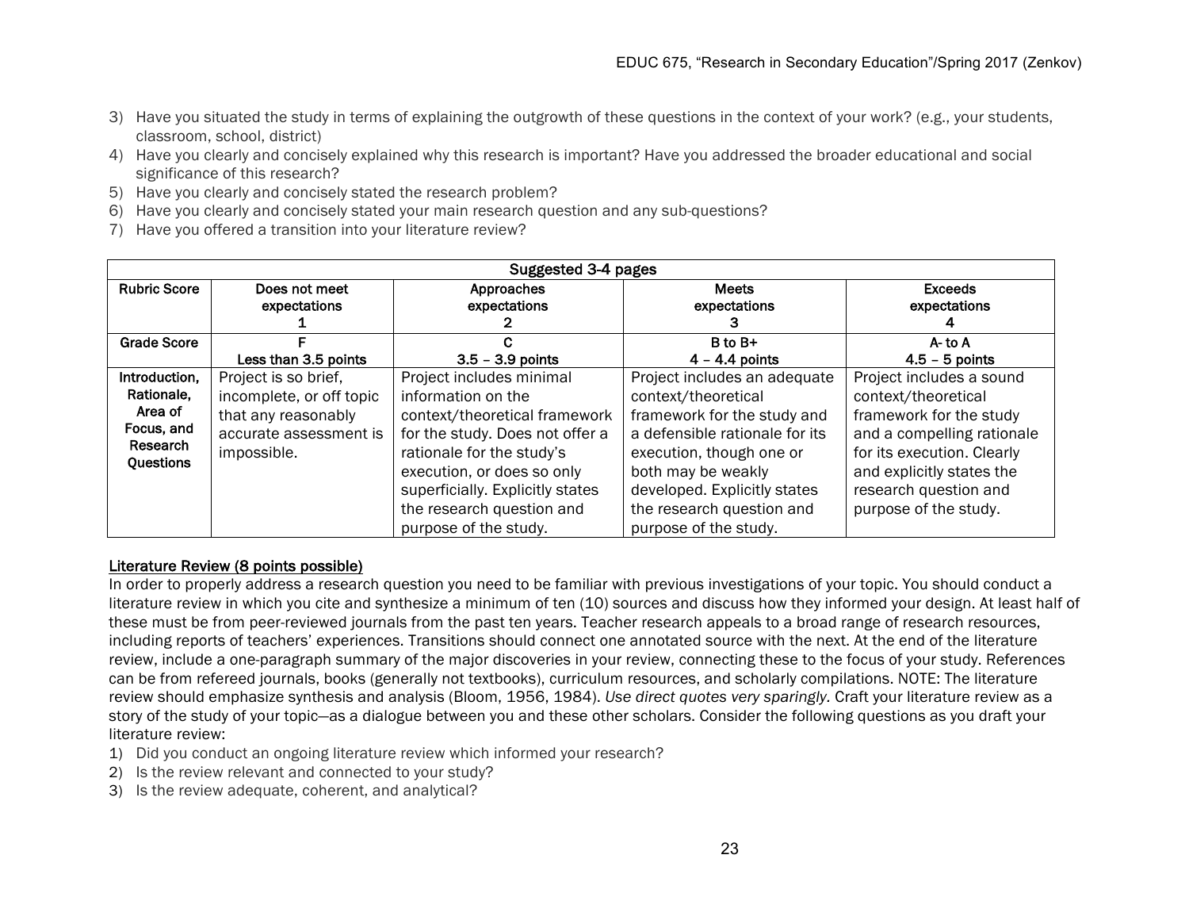3) Have you situated the study in terms of explaining the outgrowth of these questions in the context of your work? (e.g., your students, classroom, school, district)
4) Have you clearly and concisely explained why this research is important? Have you addressed the broader educational and social significance of this research?
5) Have you clearly and concisely stated the research problem?
6) Have you clearly and concisely stated your main research question and any sub-questions?
7) Have you offered a transition into your literature review?

| Suggested 3-4 pages | | | | |
|---|---|---|---|---|
| **Rubric Score** | **Does not meet expectations 1** | **Approaches expectations 2** | **Meets expectations 3** | **Exceeds expectations 4** |
| **Grade Score** | **F Less than 3.5 points** | **C 3.5 – 3.9 points** | **B to B+ 4 – 4.4 points** | **A- to A 4.5 – 5 points** |
| **Introduction, Rationale, Area of Focus, and Research Questions** | Project is so brief, incomplete, or off topic that any reasonably accurate assessment is impossible. | Project includes minimal information on the context/theoretical framework for the study. Does not offer a rationale for the study's execution, or does so only superficially. Explicitly states the research question and purpose of the study. | Project includes an adequate context/theoretical framework for the study and a defensible rationale for its execution, though one or both may be weakly developed. Explicitly states the research question and purpose of the study. | Project includes a sound context/theoretical framework for the study and a compelling rationale for its execution. Clearly and explicitly states the research question and purpose of the study. |

## Literature Review (8 points possible)

In order to properly address a research question you need to be familiar with previous investigations of your topic. You should conduct a literature review in which you cite and synthesize a minimum of ten (10) sources and discuss how they informed your design. At least half of these must be from peer-reviewed journals from the past ten years. Teacher research appeals to a broad range of research resources, including reports of teachers' experiences. Transitions should connect one annotated source with the next. At the end of the literature review, include a one-paragraph summary of the major discoveries in your review, connecting these to the focus of your study. References can be from refereed journals, books (generally not textbooks), curriculum resources, and scholarly compilations. NOTE: The literature review should emphasize synthesis and analysis (Bloom, 1956, 1984). *Use direct quotes very sparingly.* Craft your literature review as a story of the study of your topic—as a dialogue between you and these other scholars. Consider the following questions as you draft your literature review:

1) Did you conduct an ongoing literature review which informed your research?
2) Is the review relevant and connected to your study?
3) Is the review adequate, coherent, and analytical?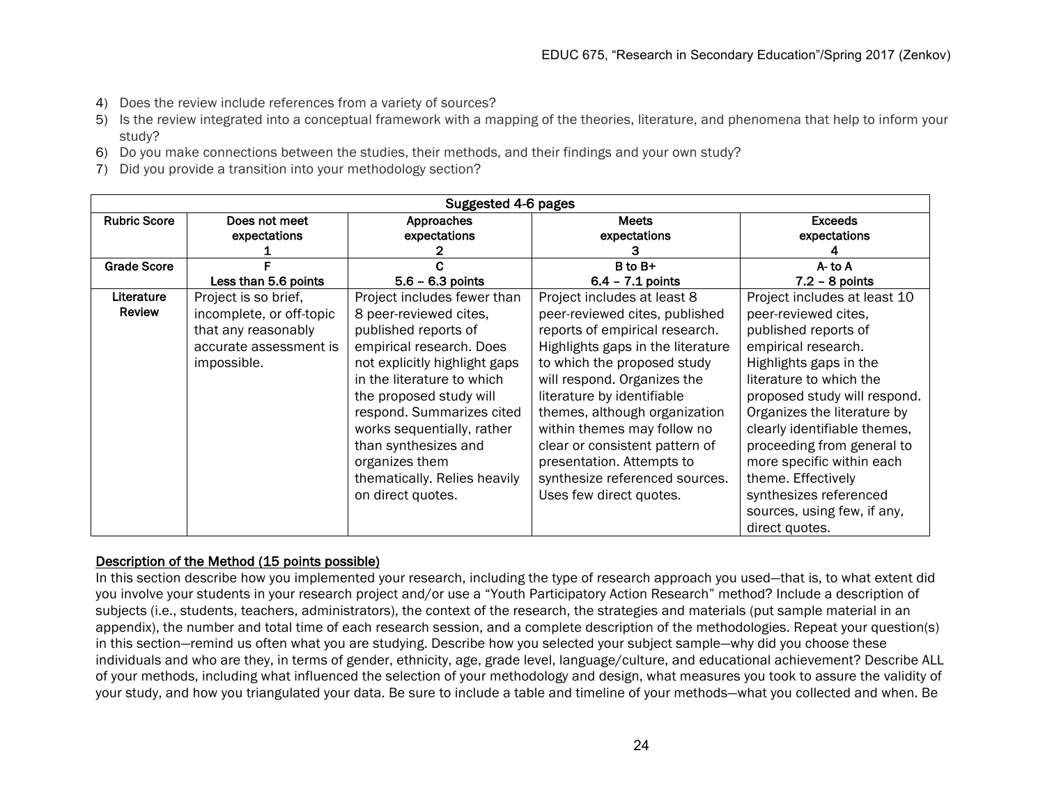4) Does the review include references from a variety of sources?
5) Is the review integrated into a conceptual framework with a mapping of the theories, literature, and phenomena that help to inform your study?
6) Do you make connections between the studies, their methods, and their findings and your own study?
7) Did you provide a transition into your methodology section?

| Suggested 4-6 pages | | | | |
|---|---|---|---|---|
| **Rubric Score** | **Does not meet expectations 1** | **Approaches expectations 2** | **Meets expectations 3** | **Exceeds expectations 4** |
| **Grade Score** | **F Less than 5.6 points** | **C 5.6 – 6.3 points** | **B to B+ 6.4 – 7.1 points** | **A- to A 7.2 – 8 points** |
| **Literature Review** | Project is so brief, incomplete, or off-topic that any reasonably accurate assessment is impossible. | Project includes fewer than 8 peer-reviewed cites, published reports of empirical research. Does not explicitly highlight gaps in the literature to which the proposed study will respond. Summarizes cited works sequentially, rather than synthesizes and organizes them thematically. Relies heavily on direct quotes. | Project includes at least 8 peer-reviewed cites, published reports of empirical research. Highlights gaps in the literature to which the proposed study will respond. Organizes the literature by identifiable themes, although organization within themes may follow no clear or consistent pattern of presentation. Attempts to synthesize referenced sources. Uses few direct quotes. | Project includes at least 10 peer-reviewed cites, published reports of empirical research. Highlights gaps in the literature to which the proposed study will respond. Organizes the literature by clearly identifiable themes, proceeding from general to more specific within each theme. Effectively synthesizes referenced sources, using few, if any, direct quotes. |

<u>Description of the Method (15 points possible)</u>

In this section describe how you implemented your research, including the type of research approach you used—that is, to what extent did you involve your students in your research project and/or use a "Youth Participatory Action Research" method? Include a description of subjects (i.e., students, teachers, administrators), the context of the research, the strategies and materials (put sample material in an appendix), the number and total time of each research session, and a complete description of the methodologies. Repeat your question(s) in this section—remind us often what you are studying. Describe how you selected your subject sample—why did you choose these individuals and who are they, in terms of gender, ethnicity, age, grade level, language/culture, and educational achievement? Describe ALL of your methods, including what influenced the selection of your methodology and design, what measures you took to assure the validity of your study, and how you triangulated your data. Be sure to include a table and timeline of your methods—what you collected and when. Be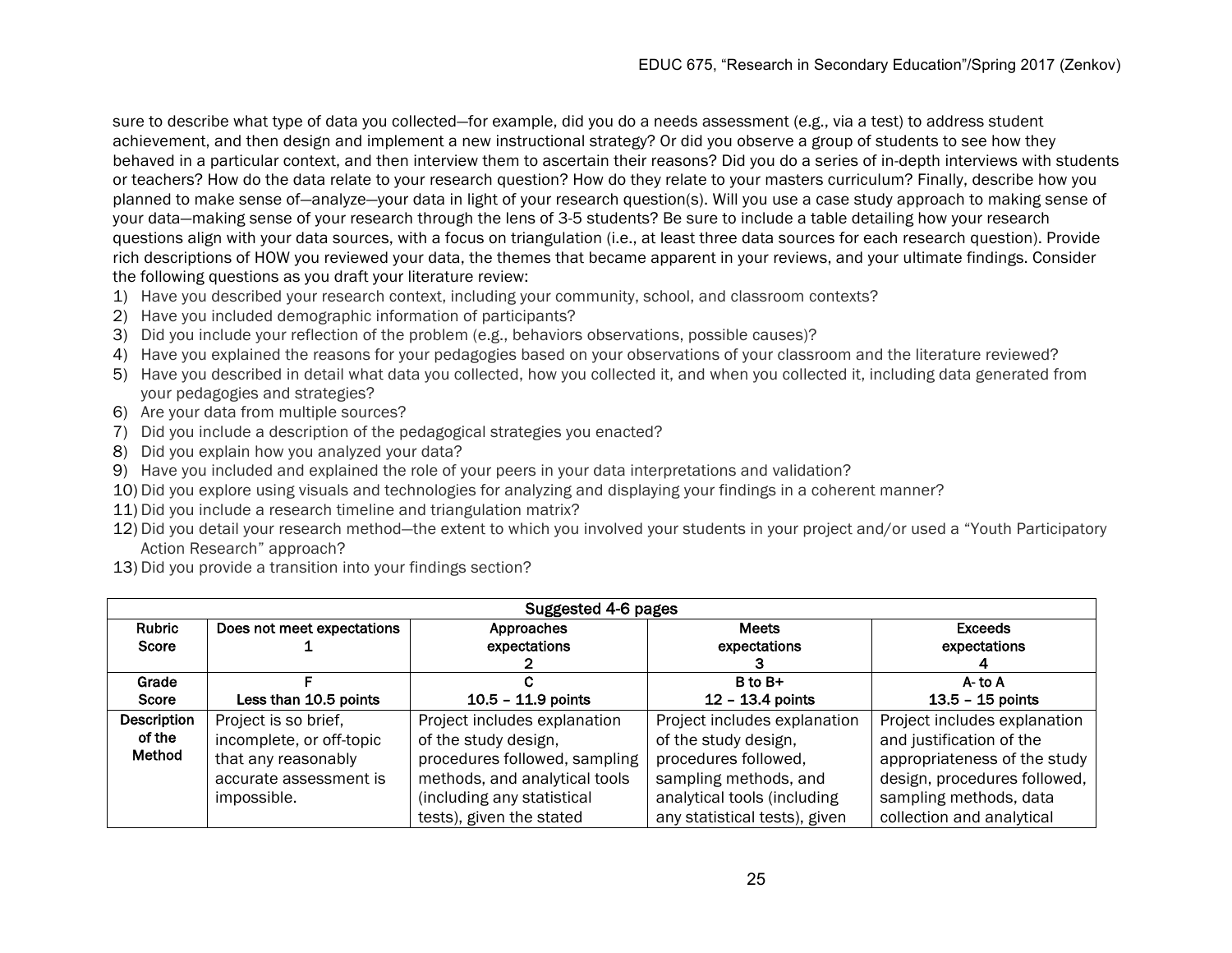sure to describe what type of data you collected—for example, did you do a needs assessment (e.g., via a test) to address student achievement, and then design and implement a new instructional strategy? Or did you observe a group of students to see how they behaved in a particular context, and then interview them to ascertain their reasons? Did you do a series of in-depth interviews with students or teachers? How do the data relate to your research question? How do they relate to your masters curriculum? Finally, describe how you planned to make sense of—analyze—your data in light of your research question(s). Will you use a case study approach to making sense of your data—making sense of your research through the lens of 3-5 students? Be sure to include a table detailing how your research questions align with your data sources, with a focus on triangulation (i.e., at least three data sources for each research question). Provide rich descriptions of HOW you reviewed your data, the themes that became apparent in your reviews, and your ultimate findings. Consider the following questions as you draft your literature review:

1) Have you described your research context, including your community, school, and classroom contexts?
2) Have you included demographic information of participants?
3) Did you include your reflection of the problem (e.g., behaviors observations, possible causes)?
4) Have you explained the reasons for your pedagogies based on your observations of your classroom and the literature reviewed?
5) Have you described in detail what data you collected, how you collected it, and when you collected it, including data generated from your pedagogies and strategies?
6) Are your data from multiple sources?
7) Did you include a description of the pedagogical strategies you enacted?
8) Did you explain how you analyzed your data?
9) Have you included and explained the role of your peers in your data interpretations and validation?
10) Did you explore using visuals and technologies for analyzing and displaying your findings in a coherent manner?
11) Did you include a research timeline and triangulation matrix?
12) Did you detail your research method—the extent to which you involved your students in your project and/or used a "Youth Participatory Action Research" approach?
13) Did you provide a transition into your findings section?

| Suggested 4-6 pages | | | | |
|---|---|---|---|---|
| **Rubric Score** | **Does not meet expectations 1** | **Approaches expectations 2** | **Meets expectations 3** | **Exceeds expectations 4** |
| **Grade Score** | **F Less than 10.5 points** | **C 10.5 – 11.9 points** | **B to B+ 12 – 13.4 points** | **A- to A 13.5 – 15 points** |
| **Description of the Method** | Project is so brief, incomplete, or off-topic that any reasonably accurate assessment is impossible. | Project includes explanation of the study design, procedures followed, sampling methods, and analytical tools (including any statistical tests), given the stated | Project includes explanation of the study design, procedures followed, sampling methods, and analytical tools (including any statistical tests), given | Project includes explanation and justification of the appropriateness of the study design, procedures followed, sampling methods, data collection and analytical |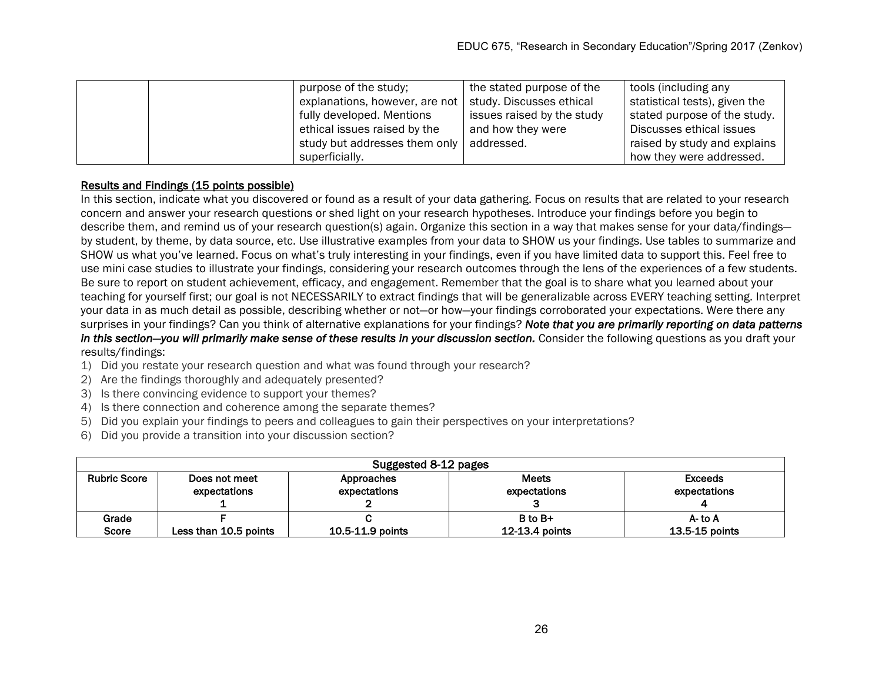|  |  | purpose of the study; explanations, however, are not fully developed. Mentions ethical issues raised by the study but addresses them only superficially. | the stated purpose of the study. Discusses ethical issues raised by the study and how they were addressed. | tools (including any statistical tests), given the stated purpose of the study. Discusses ethical issues raised by study and explains how they were addressed. |
|---|---|---|---|---|

**Results and Findings (15 points possible)**

In this section, indicate what you discovered or found as a result of your data gathering. Focus on results that are related to your research concern and answer your research questions or shed light on your research hypotheses. Introduce your findings before you begin to describe them, and remind us of your research question(s) again. Organize this section in a way that makes sense for your data/findings—by student, by theme, by data source, etc. Use illustrative examples from your data to SHOW us your findings. Use tables to summarize and SHOW us what you've learned. Focus on what's truly interesting in your findings, even if you have limited data to support this. Feel free to use mini case studies to illustrate your findings, considering your research outcomes through the lens of the experiences of a few students. Be sure to report on student achievement, efficacy, and engagement. Remember that the goal is to share what you learned about your teaching for yourself first; our goal is not NECESSARILY to extract findings that will be generalizable across EVERY teaching setting. Interpret your data in as much detail as possible, describing whether or not—or how—your findings corroborated your expectations. Were there any surprises in your findings? Can you think of alternative explanations for your findings? ***Note that you are primarily reporting on data patterns in this section—you will primarily make sense of these results in your discussion section.*** Consider the following questions as you draft your results/findings:

1) Did you restate your research question and what was found through your research?
2) Are the findings thoroughly and adequately presented?
3) Is there convincing evidence to support your themes?
4) Is there connection and coherence among the separate themes?
5) Did you explain your findings to peers and colleagues to gain their perspectives on your interpretations?
6) Did you provide a transition into your discussion section?

| Suggested 8-12 pages | | | | |
|---|---|---|---|---|
| **Rubric Score** | **Does not meet expectations 1** | **Approaches expectations 2** | **Meets expectations 3** | **Exceeds expectations 4** |
| **Grade Score** | **F Less than 10.5 points** | **C 10.5-11.9 points** | **B to B+ 12-13.4 points** | **A- to A 13.5-15 points** |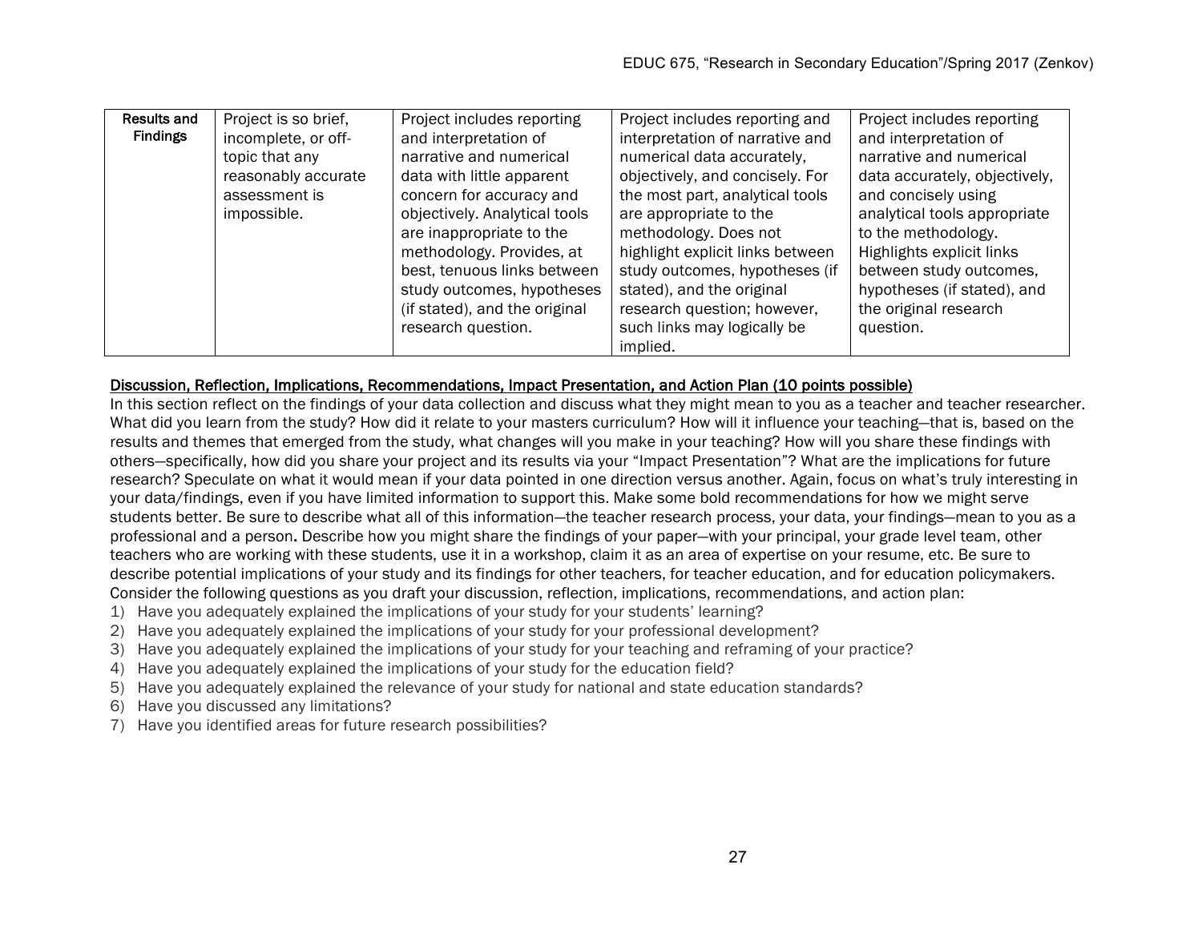| Results and Findings | Project is so brief, incomplete, or off-topic that any reasonably accurate assessment is impossible. | Project includes reporting and interpretation of narrative and numerical data with little apparent concern for accuracy and objectively. Analytical tools are inappropriate to the methodology. Provides, at best, tenuous links between study outcomes, hypotheses (if stated), and the original research question. | Project includes reporting and interpretation of narrative and numerical data accurately, objectively, and concisely. For the most part, analytical tools are appropriate to the methodology. Does not highlight explicit links between study outcomes, hypotheses (if stated), and the original research question; however, such links may logically be implied. | Project includes reporting and interpretation of narrative and numerical data accurately, objectively, and concisely using analytical tools appropriate to the methodology. Highlights explicit links between study outcomes, hypotheses (if stated), and the original research question. |
|---|---|---|---|---|

**Discussion, Reflection, Implications, Recommendations, Impact Presentation, and Action Plan (10 points possible)**

In this section reflect on the findings of your data collection and discuss what they might mean to you as a teacher and teacher researcher. What did you learn from the study? How did it relate to your masters curriculum? How will it influence your teaching—that is, based on the results and themes that emerged from the study, what changes will you make in your teaching? How will you share these findings with others—specifically, how did you share your project and its results via your "Impact Presentation"? What are the implications for future research? Speculate on what it would mean if your data pointed in one direction versus another. Again, focus on what's truly interesting in your data/findings, even if you have limited information to support this. Make some bold recommendations for how we might serve students better. Be sure to describe what all of this information—the teacher research process, your data, your findings—mean to you as a professional and a person**.** Describe how you might share the findings of your paper—with your principal, your grade level team, other teachers who are working with these students, use it in a workshop, claim it as an area of expertise on your resume, etc. Be sure to describe potential implications of your study and its findings for other teachers, for teacher education, and for education policymakers. Consider the following questions as you draft your discussion, reflection, implications, recommendations, and action plan:

1) Have you adequately explained the implications of your study for your students' learning?
2) Have you adequately explained the implications of your study for your professional development?
3) Have you adequately explained the implications of your study for your teaching and reframing of your practice?
4) Have you adequately explained the implications of your study for the education field?
5) Have you adequately explained the relevance of your study for national and state education standards?
6) Have you discussed any limitations?
7) Have you identified areas for future research possibilities?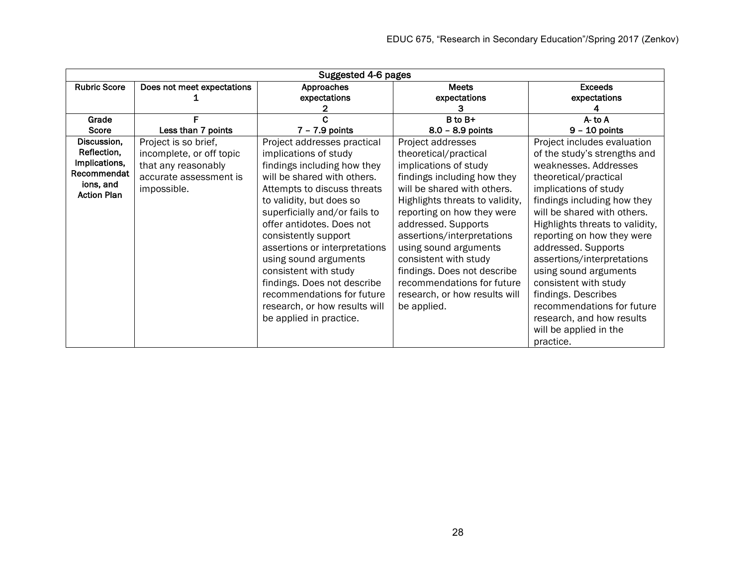| Suggested 4-6 pages | | | | |
|---|---|---|---|---|
| **Rubric Score** | **Does not meet expectations 1** | **Approaches expectations 2** | **Meets expectations 3** | **Exceeds expectations 4** |
| **Grade Score** | **F Less than 7 points** | **C 7 – 7.9 points** | **B to B+ 8.0 – 8.9 points** | **A- to A 9 – 10 points** |
| **Discussion, Reflection, Implications, Recommendations, and Action Plan** | Project is so brief, incomplete, or off topic that any reasonably accurate assessment is impossible. | Project addresses practical implications of study findings including how they will be shared with others. Attempts to discuss threats to validity, but does so superficially and/or fails to offer antidotes. Does not consistently support assertions or interpretations using sound arguments consistent with study findings. Does not describe recommendations for future research, or how results will be applied in practice. | Project addresses theoretical/practical implications of study findings including how they will be shared with others. Highlights threats to validity, reporting on how they were addressed. Supports assertions/interpretations using sound arguments consistent with study findings. Does not describe recommendations for future research, or how results will be applied. | Project includes evaluation of the study's strengths and weaknesses. Addresses theoretical/practical implications of study findings including how they will be shared with others. Highlights threats to validity, reporting on how they were addressed. Supports assertions/interpretations using sound arguments consistent with study findings. Describes recommendations for future research, and how results will be applied in the practice. |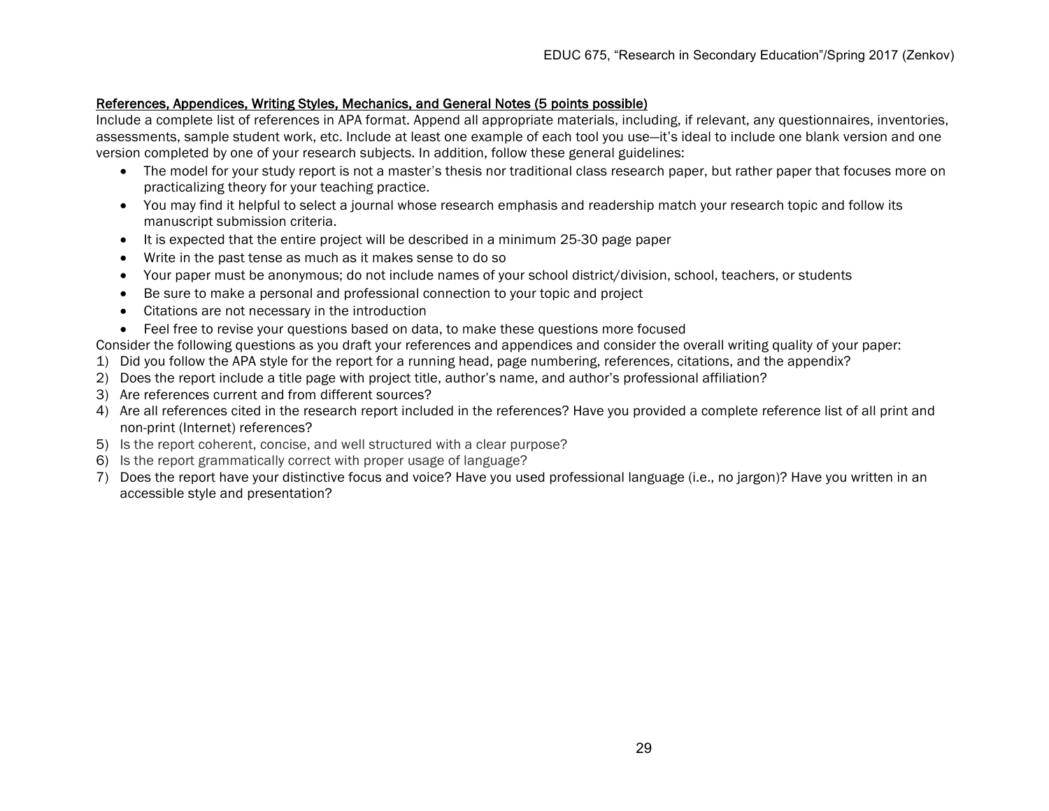<u>References, Appendices, Writing Styles, Mechanics, and General Notes (5 points possible)</u>

Include a complete list of references in APA format. Append all appropriate materials, including, if relevant, any questionnaires, inventories, assessments, sample student work, etc. Include at least one example of each tool you use—it's ideal to include one blank version and one version completed by one of your research subjects. In addition, follow these general guidelines:

- The model for your study report is not a master's thesis nor traditional class research paper, but rather paper that focuses more on practicalizing theory for your teaching practice.
- You may find it helpful to select a journal whose research emphasis and readership match your research topic and follow its manuscript submission criteria.
- It is expected that the entire project will be described in a minimum 25-30 page paper
- Write in the past tense as much as it makes sense to do so
- Your paper must be anonymous; do not include names of your school district/division, school, teachers, or students
- Be sure to make a personal and professional connection to your topic and project
- Citations are not necessary in the introduction
- Feel free to revise your questions based on data, to make these questions more focused

Consider the following questions as you draft your references and appendices and consider the overall writing quality of your paper:

1) Did you follow the APA style for the report for a running head, page numbering, references, citations, and the appendix?
2) Does the report include a title page with project title, author's name, and author's professional affiliation?
3) Are references current and from different sources?
4) Are all references cited in the research report included in the references? Have you provided a complete reference list of all print and non-print (Internet) references?
5) Is the report coherent, concise, and well structured with a clear purpose?
6) Is the report grammatically correct with proper usage of language?
7) Does the report have your distinctive focus and voice? Have you used professional language (i.e., no jargon)? Have you written in an accessible style and presentation?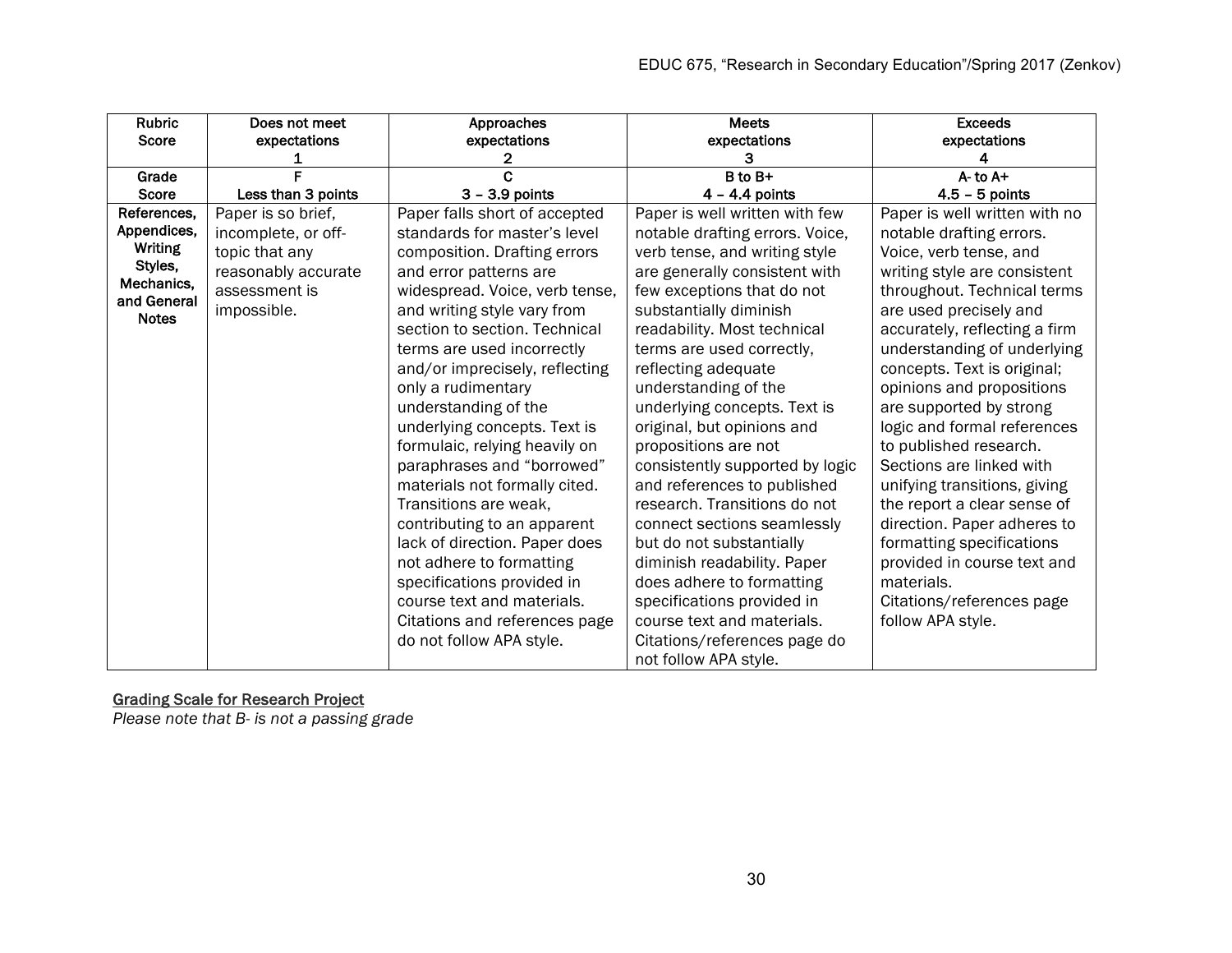| Rubric Score | Does not meet expectations 1 | Approaches expectations 2 | Meets expectations 3 | Exceeds expectations 4 |
|---|---|---|---|---|
| **Grade Score** | **F Less than 3 points** | **C 3 – 3.9 points** | **B to B+ 4 – 4.4 points** | **A- to A+ 4.5 – 5 points** |
| **References, Appendices, Writing Styles, Mechanics, and General Notes** | Paper is so brief, incomplete, or off-topic that any reasonably accurate assessment is impossible. | Paper falls short of accepted standards for master's level composition. Drafting errors and error patterns are widespread. Voice, verb tense, and writing style vary from section to section. Technical terms are used incorrectly and/or imprecisely, reflecting only a rudimentary understanding of the underlying concepts. Text is formulaic, relying heavily on paraphrases and "borrowed" materials not formally cited. Transitions are weak, contributing to an apparent lack of direction. Paper does not adhere to formatting specifications provided in course text and materials. Citations and references page do not follow APA style. | Paper is well written with few notable drafting errors. Voice, verb tense, and writing style are generally consistent with few exceptions that do not substantially diminish readability. Most technical terms are used correctly, reflecting adequate understanding of the underlying concepts. Text is original, but opinions and propositions are not consistently supported by logic and references to published research. Transitions do not connect sections seamlessly but do not substantially diminish readability. Paper does adhere to formatting specifications provided in course text and materials. Citations/references page do not follow APA style. | Paper is well written with no notable drafting errors. Voice, verb tense, and writing style are consistent throughout. Technical terms are used precisely and accurately, reflecting a firm understanding of underlying concepts. Text is original; opinions and propositions are supported by strong logic and formal references to published research. Sections are linked with unifying transitions, giving the report a clear sense of direction. Paper adheres to formatting specifications provided in course text and materials. Citations/references page follow APA style. |

**Grading Scale for Research Project**

*Please note that B- is not a passing grade*